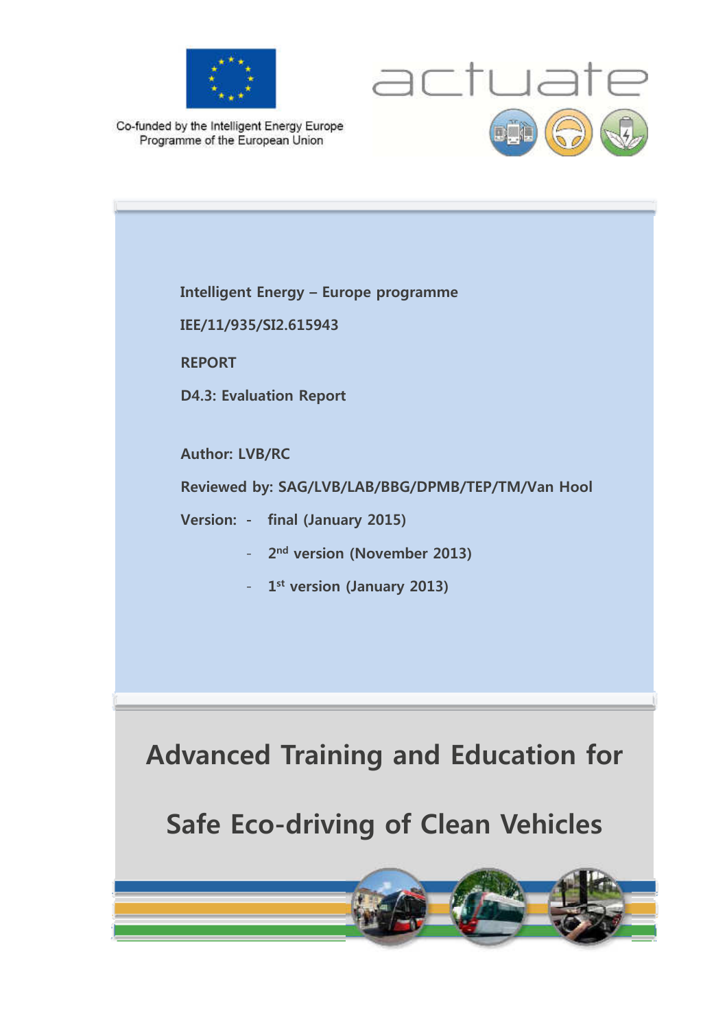Co-funded by the Intelligent Energy Europe Programme of the European Union

actuate

**Intelligent Energy – Europe programme**

**IEE/11/935/SI2.615943**

**REPORT**

**D4.3: Evaluation Report**

**Author: LVB/RC**

**Reviewed by: SAG/LVB/LAB/BBG/DPMB/TEP/TM/Van Hool**

**Version:**
- **final (January 2015)**
- **2nd version (November 2013)**
- **1st version (January 2013)**

# Advanced Training and Education for Safe Eco-driving of Clean Vehicles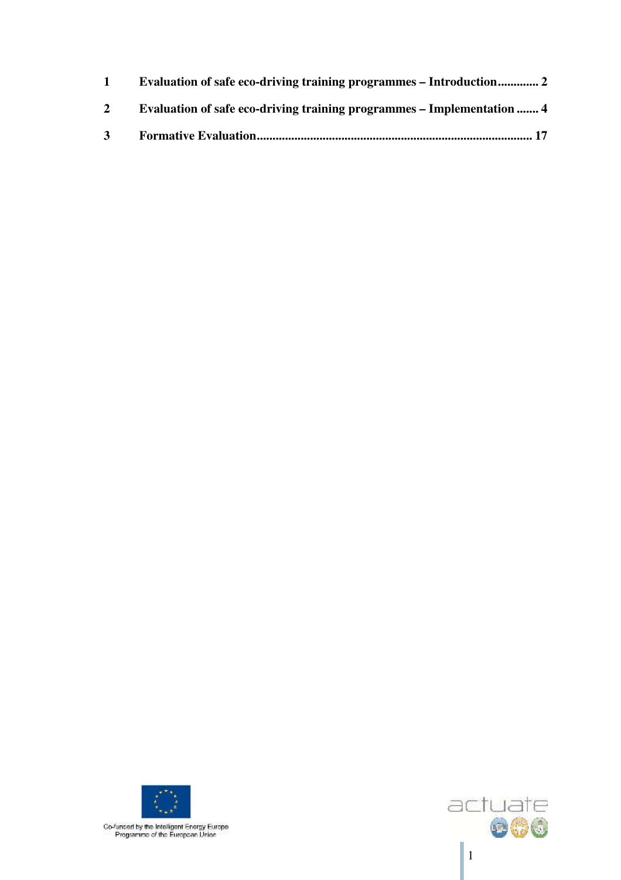1 Evaluation of safe eco-driving training programmes – Introduction............. 2

2 Evaluation of safe eco-driving training programmes – Implementation ....... 4

3 Formative Evaluation......................................................................................... 17

Co-funded by the Intelligent Energy Europe Programme of the European Union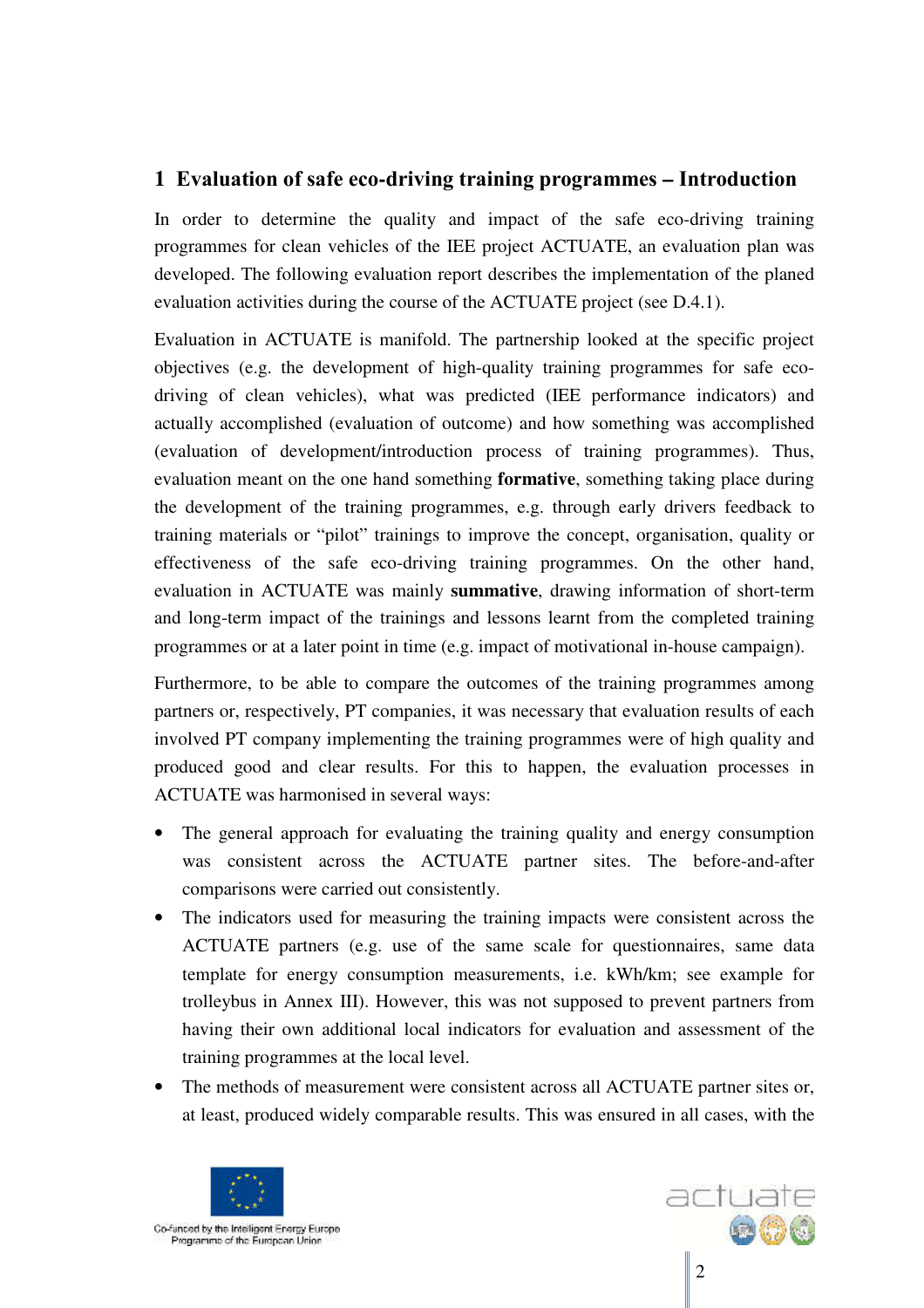# 1 Evaluation of safe eco-driving training programmes – Introduction

In order to determine the quality and impact of the safe eco-driving training programmes for clean vehicles of the IEE project ACTUATE, an evaluation plan was developed. The following evaluation report describes the implementation of the planed evaluation activities during the course of the ACTUATE project (see D.4.1).

Evaluation in ACTUATE is manifold. The partnership looked at the specific project objectives (e.g. the development of high-quality training programmes for safe eco-driving of clean vehicles), what was predicted (IEE performance indicators) and actually accomplished (evaluation of outcome) and how something was accomplished (evaluation of development/introduction process of training programmes). Thus, evaluation meant on the one hand something **formative**, something taking place during the development of the training programmes, e.g. through early drivers feedback to training materials or "pilot" trainings to improve the concept, organisation, quality or effectiveness of the safe eco-driving training programmes. On the other hand, evaluation in ACTUATE was mainly **summative**, drawing information of short-term and long-term impact of the trainings and lessons learnt from the completed training programmes or at a later point in time (e.g. impact of motivational in-house campaign).

Furthermore, to be able to compare the outcomes of the training programmes among partners or, respectively, PT companies, it was necessary that evaluation results of each involved PT company implementing the training programmes were of high quality and produced good and clear results. For this to happen, the evaluation processes in ACTUATE was harmonised in several ways:

- The general approach for evaluating the training quality and energy consumption was consistent across the ACTUATE partner sites. The before-and-after comparisons were carried out consistently.
- The indicators used for measuring the training impacts were consistent across the ACTUATE partners (e.g. use of the same scale for questionnaires, same data template for energy consumption measurements, i.e. kWh/km; see example for trolleybus in Annex III). However, this was not supposed to prevent partners from having their own additional local indicators for evaluation and assessment of the training programmes at the local level.
- The methods of measurement were consistent across all ACTUATE partner sites or, at least, produced widely comparable results. This was ensured in all cases, with the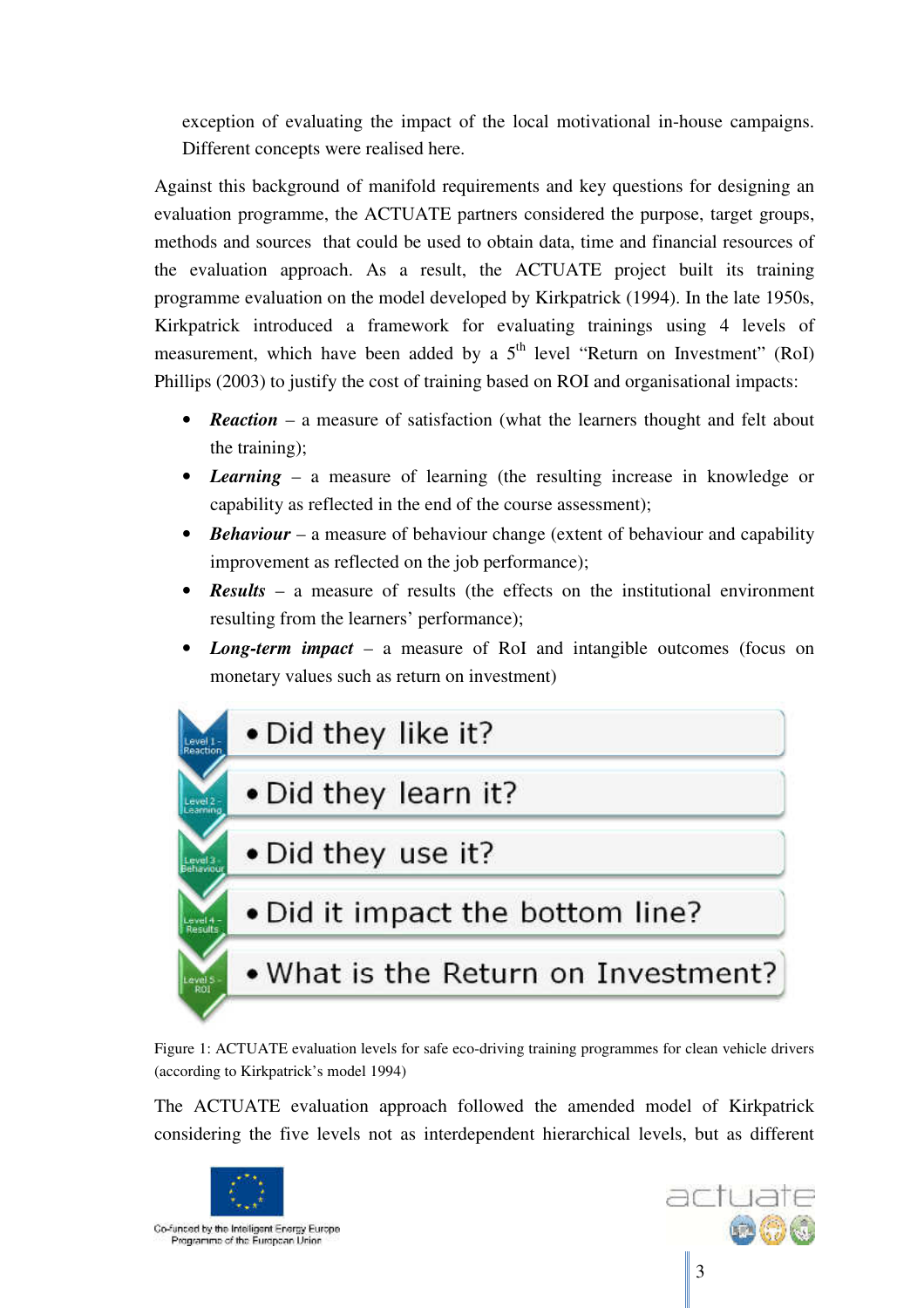exception of evaluating the impact of the local motivational in-house campaigns. Different concepts were realised here.

Against this background of manifold requirements and key questions for designing an evaluation programme, the ACTUATE partners considered the purpose, target groups, methods and sources that could be used to obtain data, time and financial resources of the evaluation approach. As a result, the ACTUATE project built its training programme evaluation on the model developed by Kirkpatrick (1994). In the late 1950s, Kirkpatrick introduced a framework for evaluating trainings using 4 levels of measurement, which have been added by a 5th level "Return on Investment" (RoI) Phillips (2003) to justify the cost of training based on ROI and organisational impacts:

- ***Reaction*** – a measure of satisfaction (what the learners thought and felt about the training);
- ***Learning*** – a measure of learning (the resulting increase in knowledge or capability as reflected in the end of the course assessment);
- ***Behaviour*** – a measure of behaviour change (extent of behaviour and capability improvement as reflected on the job performance);
- ***Results*** – a measure of results (the effects on the institutional environment resulting from the learners' performance);
- ***Long-term impact*** – a measure of RoI and intangible outcomes (focus on monetary values such as return on investment)

| Level | Question |
|---|---|
| Level 1 - Reaction | Did they like it? |
| Level 2 - Learning | Did they learn it? |
| Level 3 - Behaviour | Did they use it? |
| Level 4 - Results | Did it impact the bottom line? |
| Level 5 - ROI | What is the Return on Investment? |

Figure 1: ACTUATE evaluation levels for safe eco-driving training programmes for clean vehicle drivers (according to Kirkpatrick's model 1994)

The ACTUATE evaluation approach followed the amended model of Kirkpatrick considering the five levels not as interdependent hierarchical levels, but as different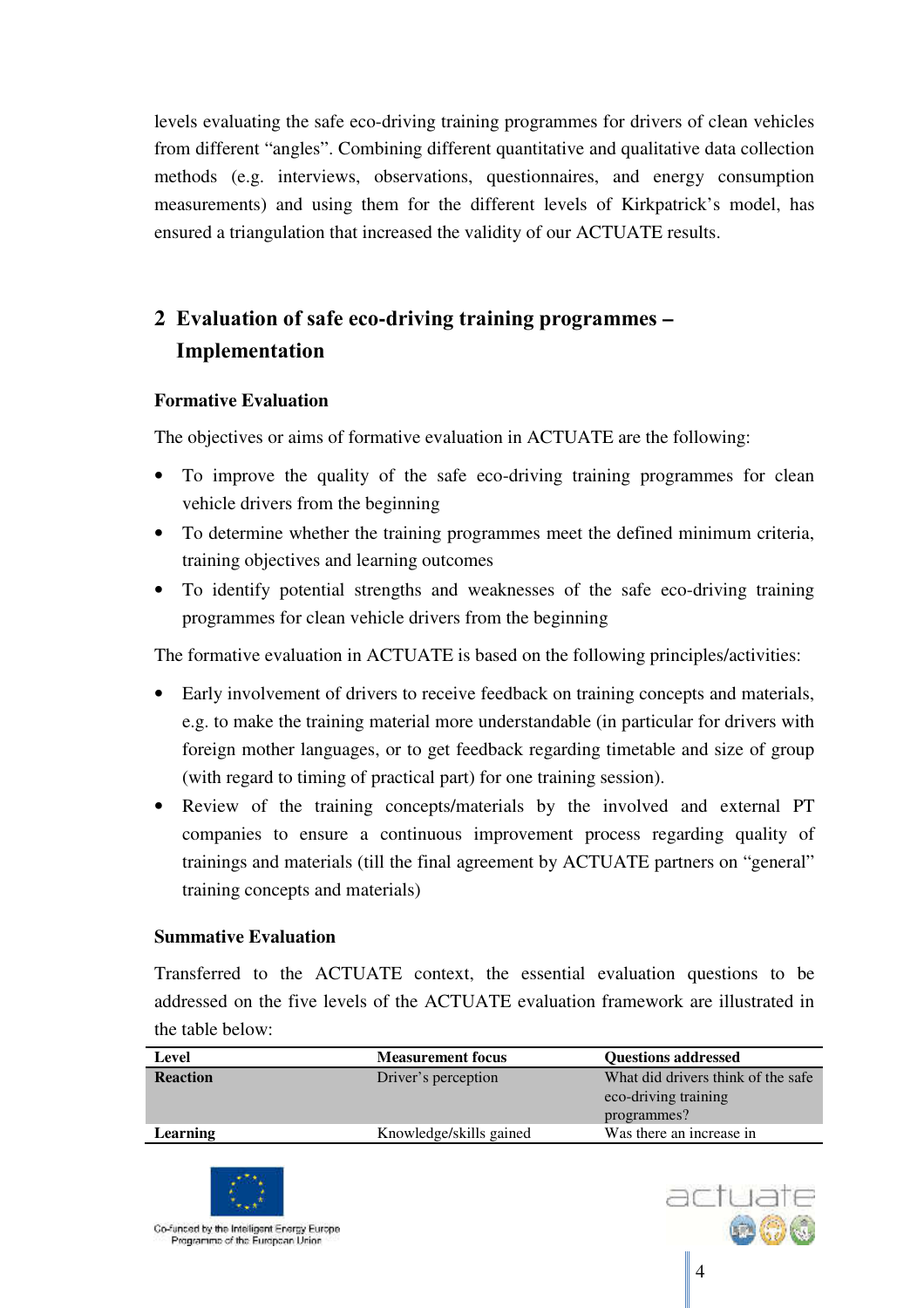levels evaluating the safe eco-driving training programmes for drivers of clean vehicles from different "angles". Combining different quantitative and qualitative data collection methods (e.g. interviews, observations, questionnaires, and energy consumption measurements) and using them for the different levels of Kirkpatrick's model, has ensured a triangulation that increased the validity of our ACTUATE results.

## 2 Evaluation of safe eco-driving training programmes – Implementation

### Formative Evaluation

The objectives or aims of formative evaluation in ACTUATE are the following:

- To improve the quality of the safe eco-driving training programmes for clean vehicle drivers from the beginning
- To determine whether the training programmes meet the defined minimum criteria, training objectives and learning outcomes
- To identify potential strengths and weaknesses of the safe eco-driving training programmes for clean vehicle drivers from the beginning

The formative evaluation in ACTUATE is based on the following principles/activities:

- Early involvement of drivers to receive feedback on training concepts and materials, e.g. to make the training material more understandable (in particular for drivers with foreign mother languages, or to get feedback regarding timetable and size of group (with regard to timing of practical part) for one training session).
- Review of the training concepts/materials by the involved and external PT companies to ensure a continuous improvement process regarding quality of trainings and materials (till the final agreement by ACTUATE partners on "general" training concepts and materials)

### Summative Evaluation

Transferred to the ACTUATE context, the essential evaluation questions to be addressed on the five levels of the ACTUATE evaluation framework are illustrated in the table below:

| Level | Measurement focus | Questions addressed |
|---|---|---|
| **Reaction** | Driver's perception | What did drivers think of the safe eco-driving training programmes? |
| **Learning** | Knowledge/skills gained | Was there an increase in |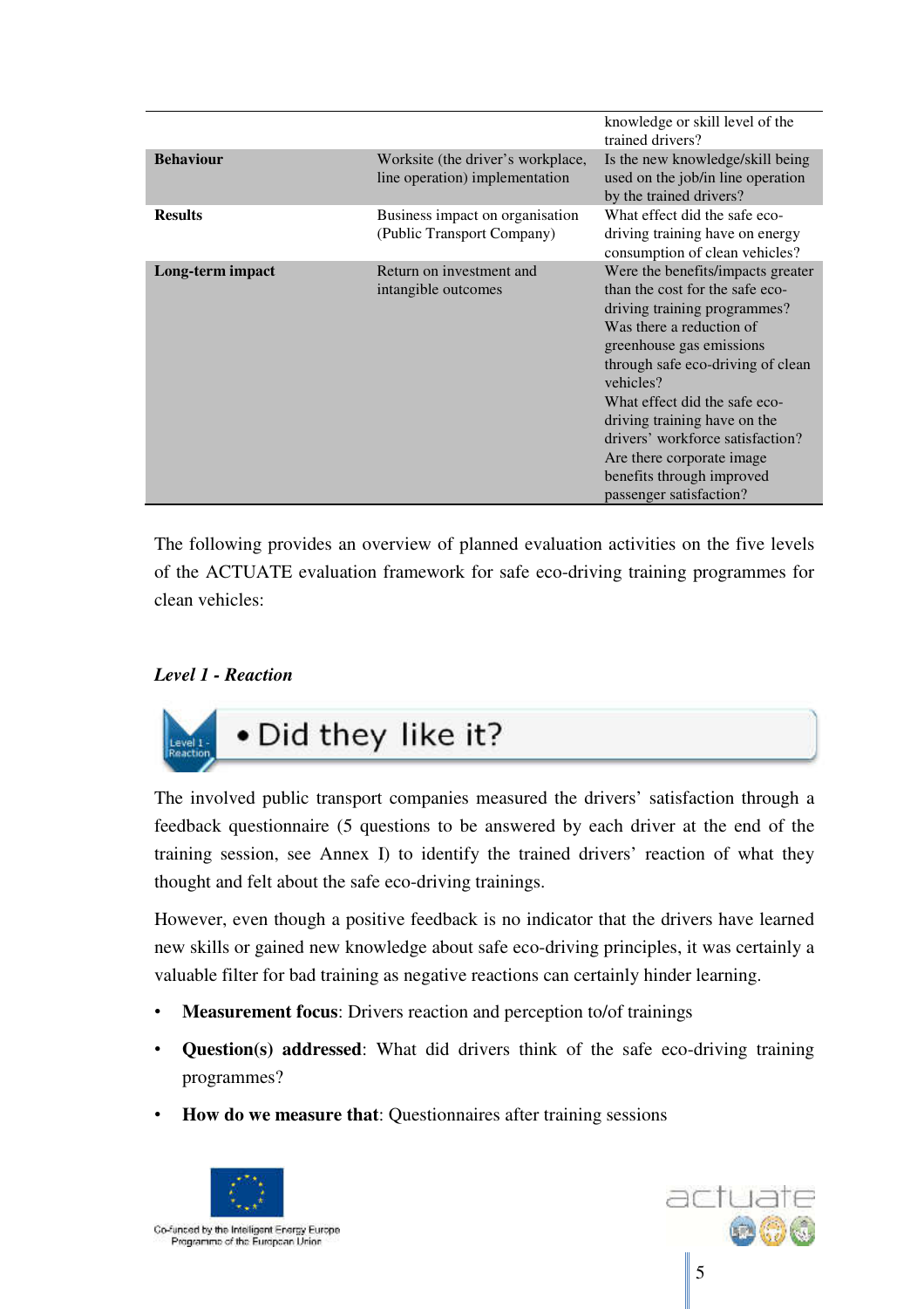| | | |
|---|---|---|
| | | knowledge or skill level of the trained drivers? |
| **Behaviour** | Worksite (the driver's workplace, line operation) implementation | Is the new knowledge/skill being used on the job/in line operation by the trained drivers? |
| **Results** | Business impact on organisation (Public Transport Company) | What effect did the safe eco-driving training have on energy consumption of clean vehicles? |
| **Long-term impact** | Return on investment and intangible outcomes | Were the benefits/impacts greater than the cost for the safe eco-driving training programmes? Was there a reduction of greenhouse gas emissions through safe eco-driving of clean vehicles? What effect did the safe eco-driving training have on the drivers' workforce satisfaction? Are there corporate image benefits through improved passenger satisfaction? |

The following provides an overview of planned evaluation activities on the five levels of the ACTUATE evaluation framework for safe eco-driving training programmes for clean vehicles:

### *Level 1 - Reaction*

Level 1 - Reaction

• Did they like it?

The involved public transport companies measured the drivers' satisfaction through a feedback questionnaire (5 questions to be answered by each driver at the end of the training session, see Annex I) to identify the trained drivers' reaction of what they thought and felt about the safe eco-driving trainings.

However, even though a positive feedback is no indicator that the drivers have learned new skills or gained new knowledge about safe eco-driving principles, it was certainly a valuable filter for bad training as negative reactions can certainly hinder learning.

- **Measurement focus**: Drivers reaction and perception to/of trainings
- **Question(s) addressed**: What did drivers think of the safe eco-driving training programmes?
- **How do we measure that**: Questionnaires after training sessions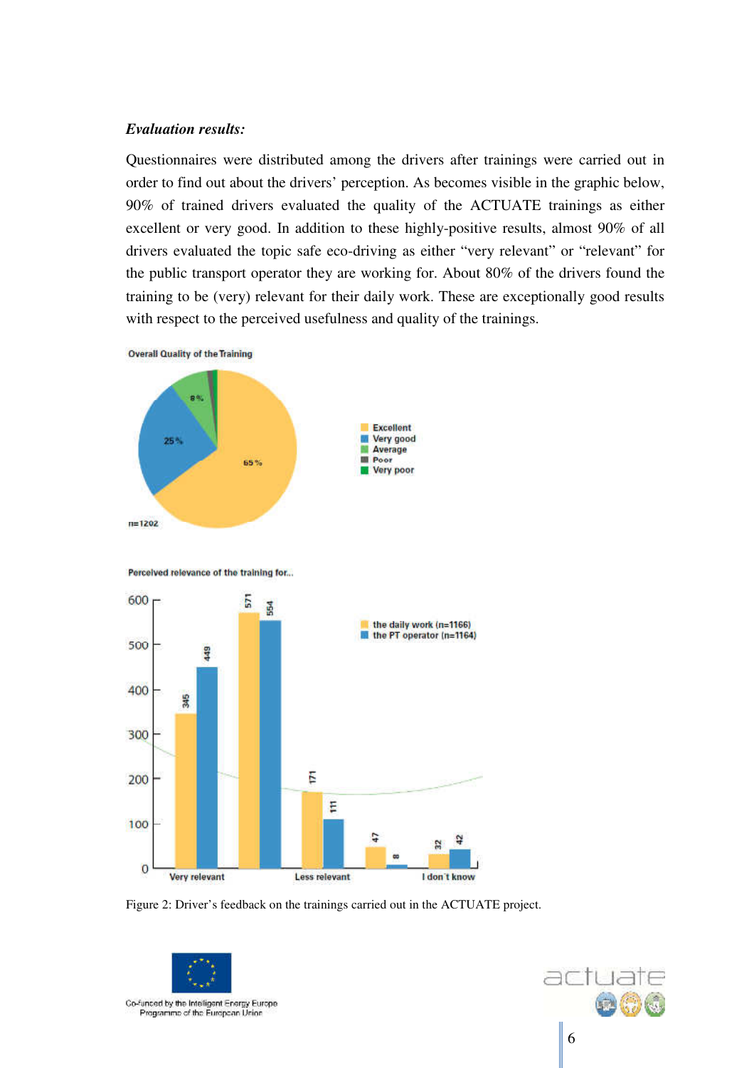***Evaluation results:***

Questionnaires were distributed among the drivers after trainings were carried out in order to find out about the drivers' perception. As becomes visible in the graphic below, 90% of trained drivers evaluated the quality of the ACTUATE trainings as either excellent or very good. In addition to these highly-positive results, almost 90% of all drivers evaluated the topic safe eco-driving as either "very relevant" or "relevant" for the public transport operator they are working for. About 80% of the drivers found the training to be (very) relevant for their daily work. These are exceptionally good results with respect to the perceived usefulness and quality of the trainings.

**Overall Quality of the Training**

| Rating | Share |
|---|---|
| Excellent | 65 % |
| Very good | 25 % |
| Average | 8 % |
| Poor | |
| Very poor | |

n=1202

**Perceived relevance of the training for...**

| | the daily work (n=1166) | the PT operator (n=1164) |
|---|---|---|
| Very relevant | 345 | 449 |
| | 571 | 554 |
| Less relevant | 171 | 111 |
| | 47 | 8 |
| I don't know | 32 | 42 |

Figure 2: Driver's feedback on the trainings carried out in the ACTUATE project.

Co-funded by the Intelligent Energy Europe Programme of the European Union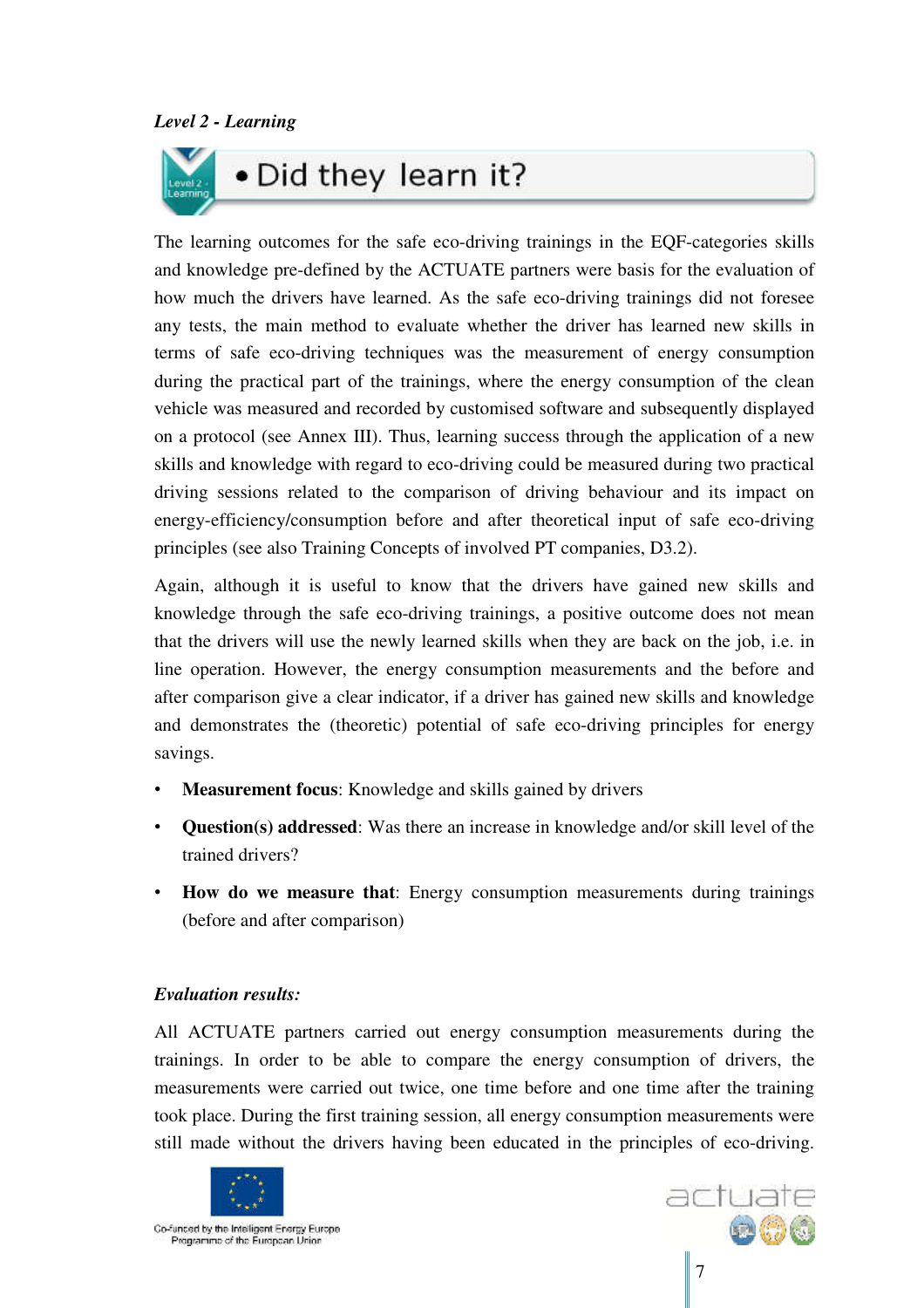***Level 2 - Learning***

## • Did they learn it?

The learning outcomes for the safe eco-driving trainings in the EQF-categories skills and knowledge pre-defined by the ACTUATE partners were basis for the evaluation of how much the drivers have learned. As the safe eco-driving trainings did not foresee any tests, the main method to evaluate whether the driver has learned new skills in terms of safe eco-driving techniques was the measurement of energy consumption during the practical part of the trainings, where the energy consumption of the clean vehicle was measured and recorded by customised software and subsequently displayed on a protocol (see Annex III). Thus, learning success through the application of a new skills and knowledge with regard to eco-driving could be measured during two practical driving sessions related to the comparison of driving behaviour and its impact on energy-efficiency/consumption before and after theoretical input of safe eco-driving principles (see also Training Concepts of involved PT companies, D3.2).

Again, although it is useful to know that the drivers have gained new skills and knowledge through the safe eco-driving trainings, a positive outcome does not mean that the drivers will use the newly learned skills when they are back on the job, i.e. in line operation. However, the energy consumption measurements and the before and after comparison give a clear indicator, if a driver has gained new skills and knowledge and demonstrates the (theoretic) potential of safe eco-driving principles for energy savings.

- **Measurement focus**: Knowledge and skills gained by drivers
- **Question(s) addressed**: Was there an increase in knowledge and/or skill level of the trained drivers?
- **How do we measure that**: Energy consumption measurements during trainings (before and after comparison)

***Evaluation results:***

All ACTUATE partners carried out energy consumption measurements during the trainings. In order to be able to compare the energy consumption of drivers, the measurements were carried out twice, one time before and one time after the training took place. During the first training session, all energy consumption measurements were still made without the drivers having been educated in the principles of eco-driving.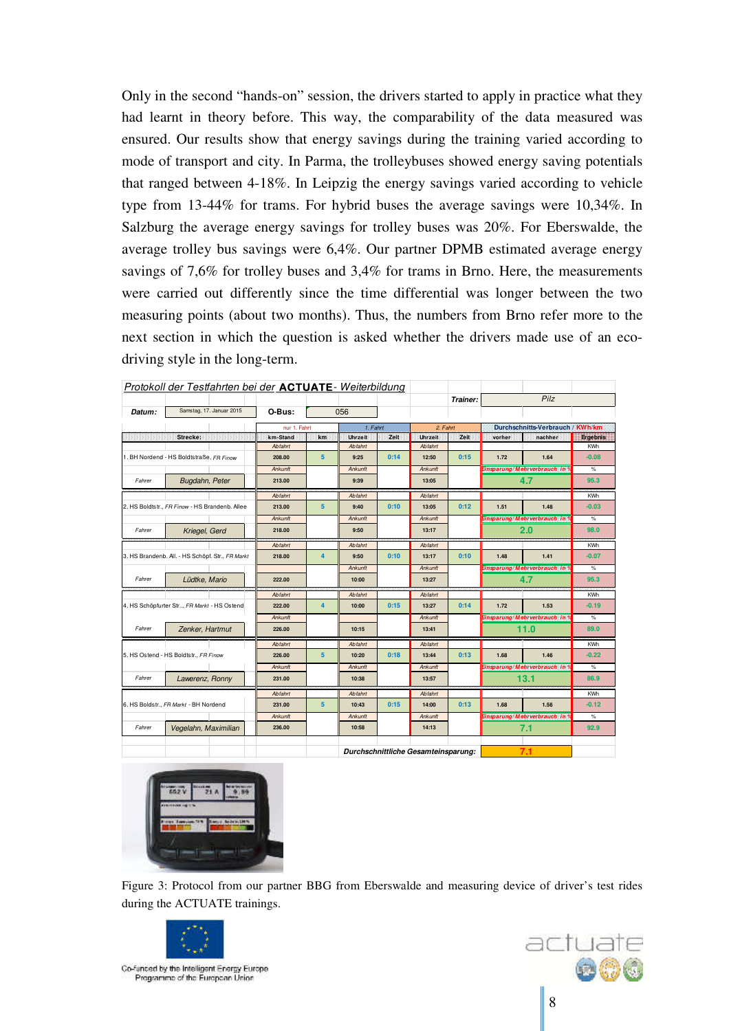Only in the second "hands-on" session, the drivers started to apply in practice what they had learnt in theory before. This way, the comparability of the data measured was ensured. Our results show that energy savings during the training varied according to mode of transport and city. In Parma, the trolleybuses showed energy saving potentials that ranged between 4-18%. In Leipzig the energy savings varied according to vehicle type from 13-44% for trams. For hybrid buses the average savings were 10,34%. In Salzburg the average energy savings for trolley buses was 20%. For Eberswalde, the average trolley bus savings were 6,4%. Our partner DPMB estimated average energy savings of 7,6% for trolley buses and 3,4% for trams in Brno. Here, the measurements were carried out differently since the time differential was longer between the two measuring points (about two months). Thus, the numbers from Brno refer more to the next section in which the question is asked whether the drivers made use of an eco-driving style in the long-term.

*Protokoll der Testfahrten bei der* **ACTUATE** *- Weiterbildung*

Trainer: Pilz

Datum: Samstag, 17. Januar 2015 | O-Bus: 056

| Strecke | km-Stand (nur 1. Fahrt) | km | 1. Fahrt Uhrzeit | 1. Fahrt Zeit | 2. Fahrt Uhrzeit | 2. Fahrt Zeit | Durchschnitts-Verbrauch / KWh/km vorher | nachher | Ergebnis |
|---|---|---|---|---|---|---|---|---|---|
| 1. BH Nordend - HS Boldtstraße, FR Finow | Abfahrt 208.00 | 5 | Abfahrt 9:25 | 0:14 | Abfahrt 12:50 | 0:15 | 1.72 | 1.64 | KWh -0.08 |
| Fahrer: Bugdahn, Peter | Ankunft 213.00 | | Ankunft 9:39 | | Ankunft 13:05 | | Einsparung/ Mehrverbrauch in % 4.7 | | % 95.3 |
| 2. HS Boldtstr., FR Finow - HS Brandenb. Allee | Abfahrt 213.00 | 5 | Abfahrt 9:40 | 0:10 | Abfahrt 13:05 | 0:12 | 1.51 | 1.48 | KWh -0.03 |
| Fahrer: Kriegel, Gerd | Ankunft 218.00 | | Ankunft 9:50 | | Ankunft 13:17 | | Einsparung/ Mehrverbrauch in % 2.0 | | % 98.0 |
| 3. HS Brandenb. All. - HS Schöpf. Str., FR Markt | Abfahrt 218.00 | 4 | Abfahrt 9:50 | 0:10 | Abfahrt 13:17 | 0:10 | 1.48 | 1.41 | KWh -0.07 |
| Fahrer: Lüdtke, Mario | 222.00 | | Ankunft 10:00 | | Ankunft 13:27 | | Einsparung/ Mehrverbrauch in % 4.7 | | % 95.3 |
| 4. HS Schöpfurter Str.., FR Markt - HS Ostend | Abfahrt 222.00 | 4 | Abfahrt 10:00 | 0:15 | Abfahrt 13:27 | 0:14 | 1.72 | 1.53 | KWh -0.19 |
| Fahrer: Zenker, Hartmut | Ankunft 226.00 | | 10:15 | | Ankunft 13:41 | | Einsparung/ Mehrverbrauch in % 11.0 | | % 89.0 |
| 5. HS Ostend - HS Boldtstr., FR Finow | Abfahrt 226.00 | 5 | Abfahrt 10:20 | 0:18 | Abfahrt 13:44 | 0:13 | 1.68 | 1.46 | KWh -0.22 |
| Fahrer: Lawerenz, Ronny | Ankunft 231.00 | | Ankunft 10:38 | | Ankunft 13:57 | | Einsparung/ Mehrverbrauch in % 13.1 | | % 86.9 |
| 6. HS Boldstr., FR Markt - BH Nordend | Abfahrt 231.00 | 5 | Abfahrt 10:43 | 0:15 | Abfahrt 14:00 | 0:13 | 1.68 | 1.56 | KWh -0.12 |
| Fahrer: Vegelahn, Maximilian | Ankunft 236.00 | | Ankunft 10:58 | | Ankunft 14:13 | | Einsparung/ Mehrverbrauch in % 7.1 | | % 92.9 |
| | | | | | | | Durchschnittliche Gesamteinsparung: 7.1 | | |

Figure 3: Protocol from our partner BBG from Eberswalde and measuring device of driver's test rides during the ACTUATE trainings.

Co-funded by the Intelligent Energy Europe Programme of the European Union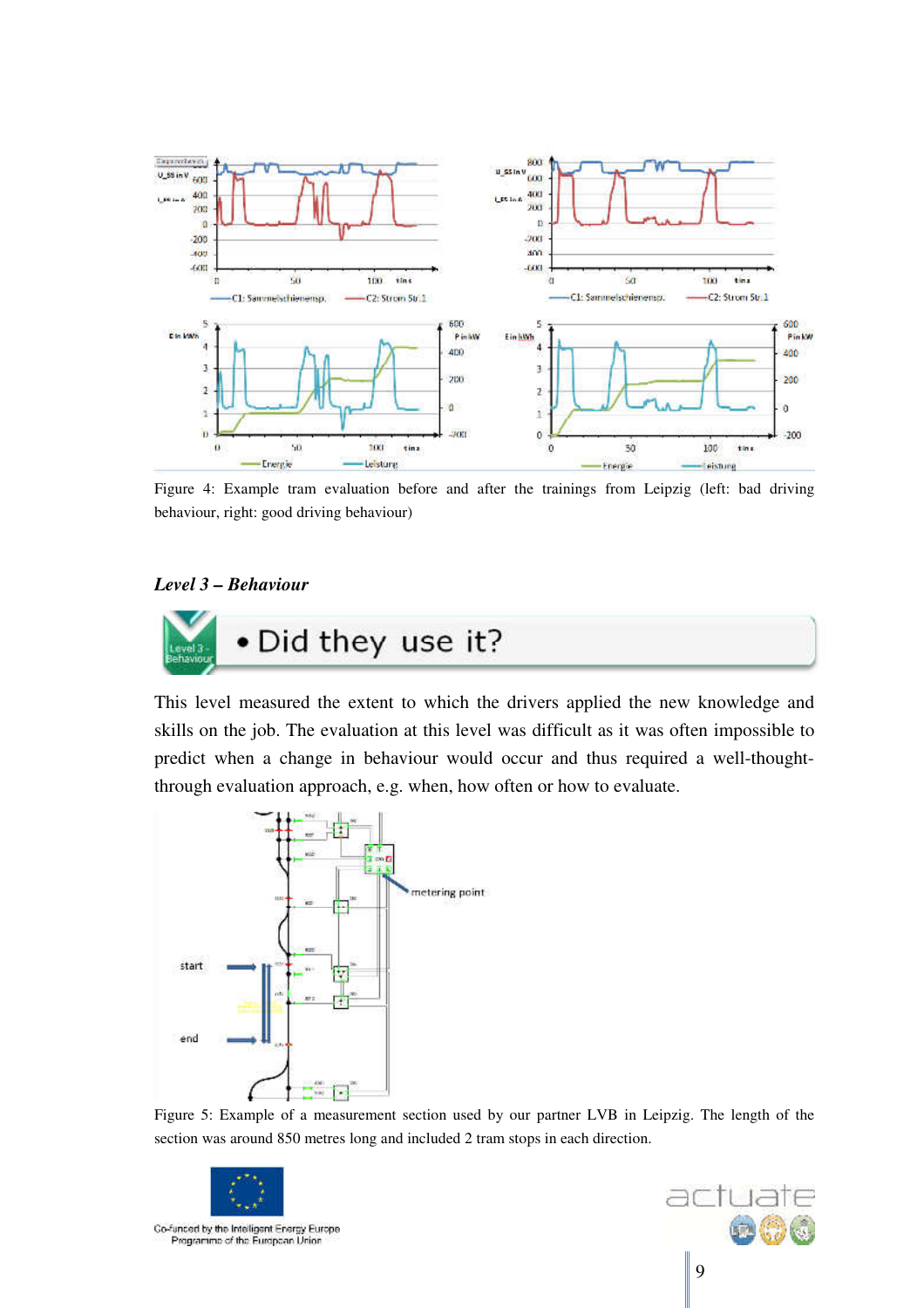Figure 4: Example tram evaluation before and after the trainings from Leipzig (left: bad driving behaviour, right: good driving behaviour)

### *Level 3 – Behaviour*

- Did they use it?

This level measured the extent to which the drivers applied the new knowledge and skills on the job. The evaluation at this level was difficult as it was often impossible to predict when a change in behaviour would occur and thus required a well-thought-through evaluation approach, e.g. when, how often or how to evaluate.

Figure 5: Example of a measurement section used by our partner LVB in Leipzig. The length of the section was around 850 metres long and included 2 tram stops in each direction.

Co-funded by the Intelligent Energy Europe Programme of the European Union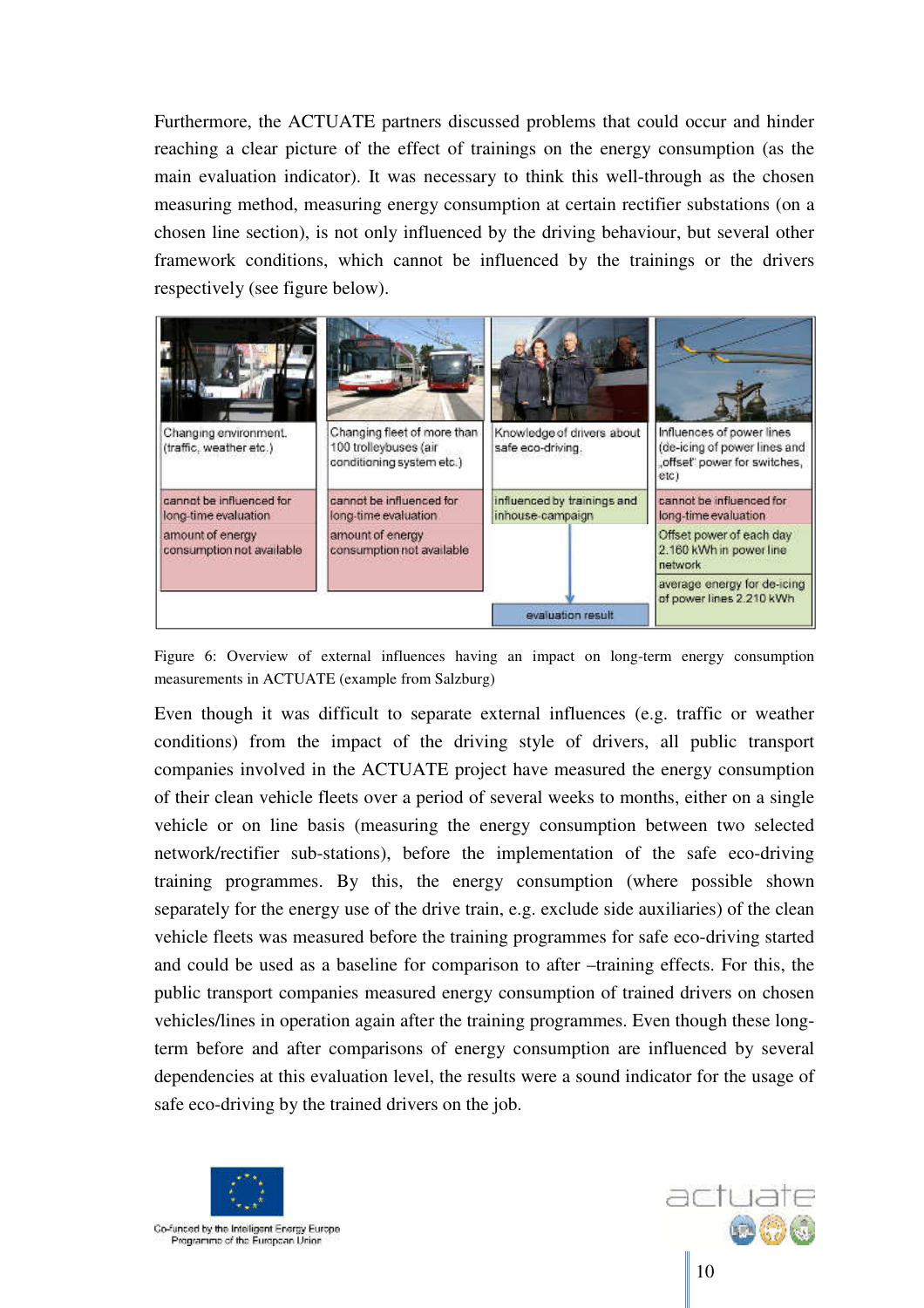Furthermore, the ACTUATE partners discussed problems that could occur and hinder reaching a clear picture of the effect of trainings on the energy consumption (as the main evaluation indicator). It was necessary to think this well-through as the chosen measuring method, measuring energy consumption at certain rectifier substations (on a chosen line section), is not only influenced by the driving behaviour, but several other framework conditions, which cannot be influenced by the trainings or the drivers respectively (see figure below).

| Changing environment (traffic, weather etc.) | Changing fleet of more than 100 trolleybuses (air conditioning system etc.) | Knowledge of drivers about safe eco-driving | Influences of power lines (de-icing of power lines and „offset" power for switches, etc) |
|---|---|---|---|
| cannot be influenced for long-time evaluation | cannot be influenced for long-time evaluation | influenced by trainings and inhouse-campaign | cannot be influenced for long-time evaluation |
| amount of energy consumption not available | amount of energy consumption not available | | Offset power of each day 2.160 kWh in power line network |
| | | evaluation result | average energy for de-icing of power lines 2.210 kWh |

Figure 6: Overview of external influences having an impact on long-term energy consumption measurements in ACTUATE (example from Salzburg)

Even though it was difficult to separate external influences (e.g. traffic or weather conditions) from the impact of the driving style of drivers, all public transport companies involved in the ACTUATE project have measured the energy consumption of their clean vehicle fleets over a period of several weeks to months, either on a single vehicle or on line basis (measuring the energy consumption between two selected network/rectifier sub-stations), before the implementation of the safe eco-driving training programmes. By this, the energy consumption (where possible shown separately for the energy use of the drive train, e.g. exclude side auxiliaries) of the clean vehicle fleets was measured before the training programmes for safe eco-driving started and could be used as a baseline for comparison to after –training effects. For this, the public transport companies measured energy consumption of trained drivers on chosen vehicles/lines in operation again after the training programmes. Even though these long-term before and after comparisons of energy consumption are influenced by several dependencies at this evaluation level, the results were a sound indicator for the usage of safe eco-driving by the trained drivers on the job.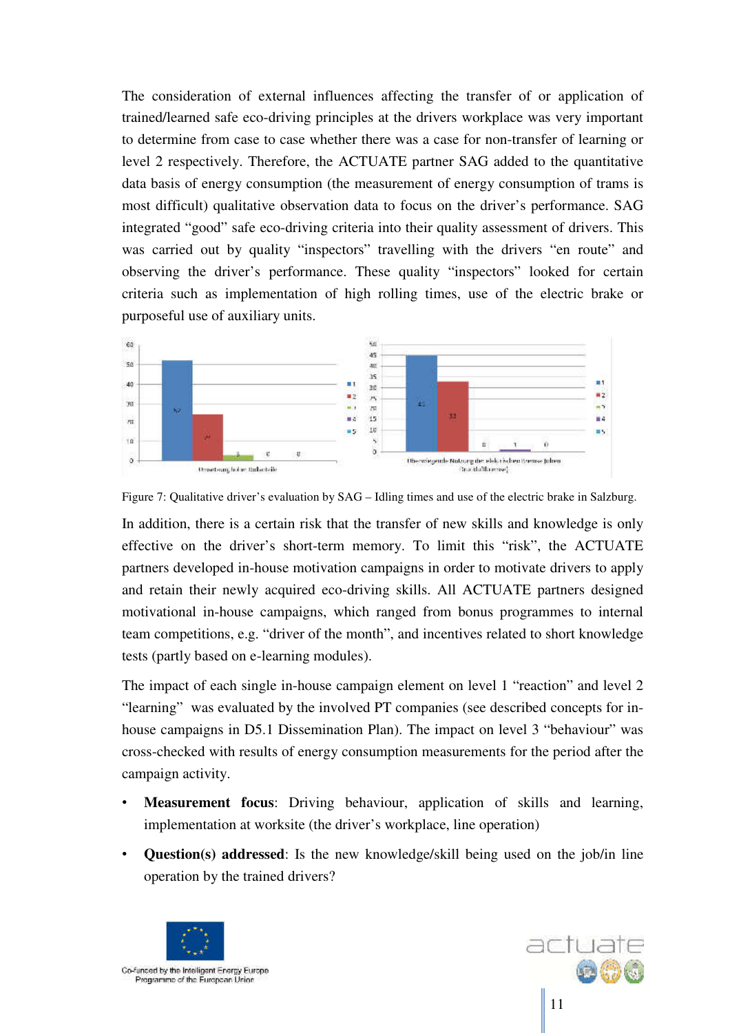The consideration of external influences affecting the transfer of or application of trained/learned safe eco-driving principles at the drivers workplace was very important to determine from case to case whether there was a case for non-transfer of learning or level 2 respectively. Therefore, the ACTUATE partner SAG added to the quantitative data basis of energy consumption (the measurement of energy consumption of trams is most difficult) qualitative observation data to focus on the driver's performance. SAG integrated "good" safe eco-driving criteria into their quality assessment of drivers. This was carried out by quality "inspectors" travelling with the drivers "en route" and observing the driver's performance. These quality "inspectors" looked for certain criteria such as implementation of high rolling times, use of the electric brake or purposeful use of auxiliary units.

Figure 7: Qualitative driver's evaluation by SAG – Idling times and use of the electric brake in Salzburg.

In addition, there is a certain risk that the transfer of new skills and knowledge is only effective on the driver's short-term memory. To limit this "risk", the ACTUATE partners developed in-house motivation campaigns in order to motivate drivers to apply and retain their newly acquired eco-driving skills. All ACTUATE partners designed motivational in-house campaigns, which ranged from bonus programmes to internal team competitions, e.g. "driver of the month", and incentives related to short knowledge tests (partly based on e-learning modules).

The impact of each single in-house campaign element on level 1 "reaction" and level 2 "learning" was evaluated by the involved PT companies (see described concepts for in-house campaigns in D5.1 Dissemination Plan). The impact on level 3 "behaviour" was cross-checked with results of energy consumption measurements for the period after the campaign activity.

- **Measurement focus**: Driving behaviour, application of skills and learning, implementation at worksite (the driver's workplace, line operation)
- **Question(s) addressed**: Is the new knowledge/skill being used on the job/in line operation by the trained drivers?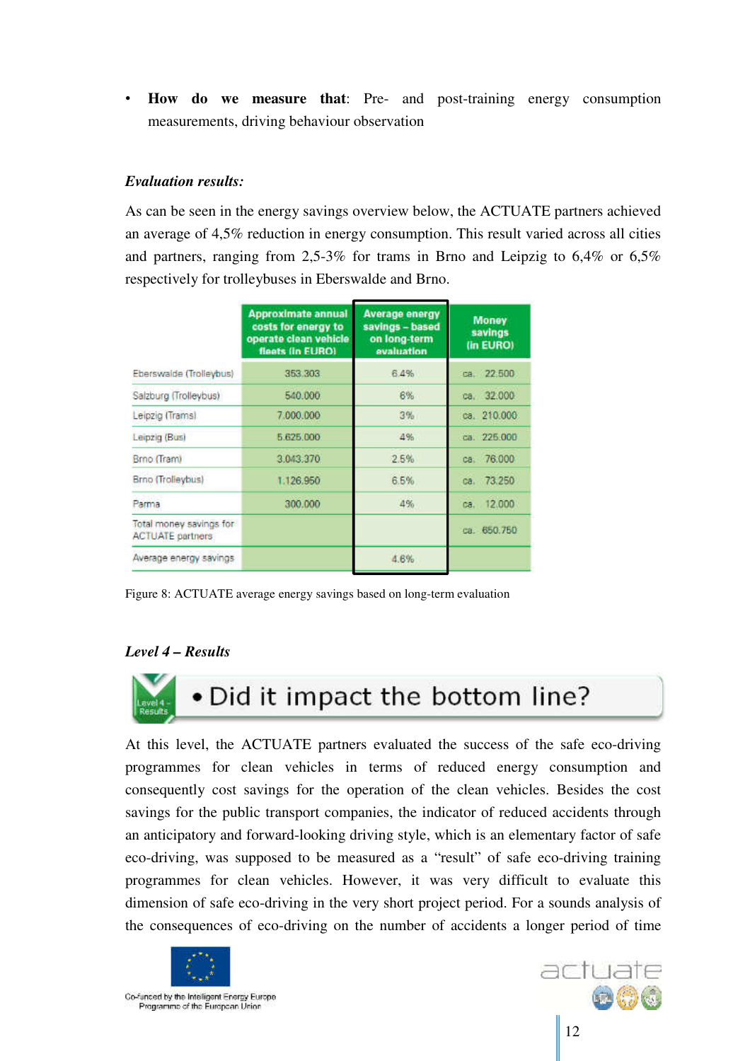- **How do we measure that**: Pre- and post-training energy consumption measurements, driving behaviour observation

***Evaluation results:***

As can be seen in the energy savings overview below, the ACTUATE partners achieved an average of 4,5% reduction in energy consumption. This result varied across all cities and partners, ranging from 2,5-3% for trams in Brno and Leipzig to 6,4% or 6,5% respectively for trolleybuses in Eberswalde and Brno.

| | Approximate annual costs for energy to operate clean vehicle fleets (in EURO) | Average energy savings – based on long-term evaluation | Money savings (in EURO) |
|---|---|---|---|
| Eberswalde (Trolleybus) | 353.303 | 6.4% | ca. 22.500 |
| Salzburg (Trolleybus) | 540.000 | 6% | ca. 32.000 |
| Leipzig (Trams) | 7.000.000 | 3% | ca. 210.000 |
| Leipzig (Bus) | 5.625.000 | 4% | ca. 225.000 |
| Brno (Tram) | 3.043.370 | 2.5% | ca. 76.000 |
| Brno (Trolleybus) | 1.126.950 | 6.5% | ca. 73.250 |
| Parma | 300.000 | 4% | ca. 12.000 |
| Total money savings for ACTUATE partners | | | ca. 650.750 |
| Average energy savings | | 4.6% | |

Figure 8: ACTUATE average energy savings based on long-term evaluation

***Level 4 – Results***

Level 4 – Results

- Did it impact the bottom line?

At this level, the ACTUATE partners evaluated the success of the safe eco-driving programmes for clean vehicles in terms of reduced energy consumption and consequently cost savings for the operation of the clean vehicles. Besides the cost savings for the public transport companies, the indicator of reduced accidents through an anticipatory and forward-looking driving style, which is an elementary factor of safe eco-driving, was supposed to be measured as a "result" of safe eco-driving training programmes for clean vehicles. However, it was very difficult to evaluate this dimension of safe eco-driving in the very short project period. For a sounds analysis of the consequences of eco-driving on the number of accidents a longer period of time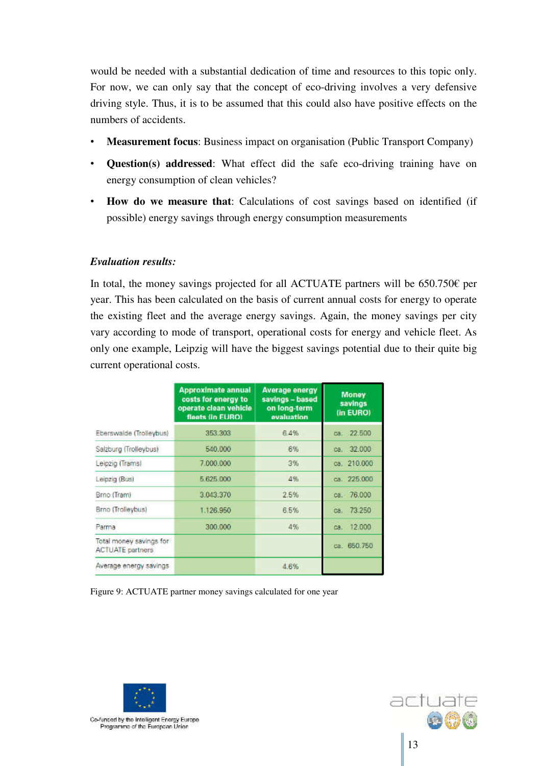would be needed with a substantial dedication of time and resources to this topic only. For now, we can only say that the concept of eco-driving involves a very defensive driving style. Thus, it is to be assumed that this could also have positive effects on the numbers of accidents.

- **Measurement focus**: Business impact on organisation (Public Transport Company)
- **Question(s) addressed**: What effect did the safe eco-driving training have on energy consumption of clean vehicles?
- **How do we measure that**: Calculations of cost savings based on identified (if possible) energy savings through energy consumption measurements

***Evaluation results:***

In total, the money savings projected for all ACTUATE partners will be 650.750€ per year. This has been calculated on the basis of current annual costs for energy to operate the existing fleet and the average energy savings. Again, the money savings per city vary according to mode of transport, operational costs for energy and vehicle fleet. As only one example, Leipzig will have the biggest savings potential due to their quite big current operational costs.

| | Approximate annual costs for energy to operate clean vehicle fleets (in EURO) | Average energy savings – based on long-term evaluation | Money savings (in EURO) |
|---|---|---|---|
| Eberswalde (Trolleybus) | 353.303 | 6.4% | ca. 22.500 |
| Salzburg (Trolleybus) | 540.000 | 6% | ca. 32.000 |
| Leipzig (Trams) | 7.000.000 | 3% | ca. 210.000 |
| Leipzig (Bus) | 5.625.000 | 4% | ca. 225.000 |
| Brno (Tram) | 3.043.370 | 2.5% | ca. 76.000 |
| Brno (Trolleybus) | 1.126.950 | 6.5% | ca. 73.250 |
| Parma | 300.000 | 4% | ca. 12.000 |
| Total money savings for ACTUATE partners | | | ca. 650.750 |
| Average energy savings | | 4.6% | |

Figure 9: ACTUATE partner money savings calculated for one year

Co-funded by the Intelligent Energy Europe Programme of the European Union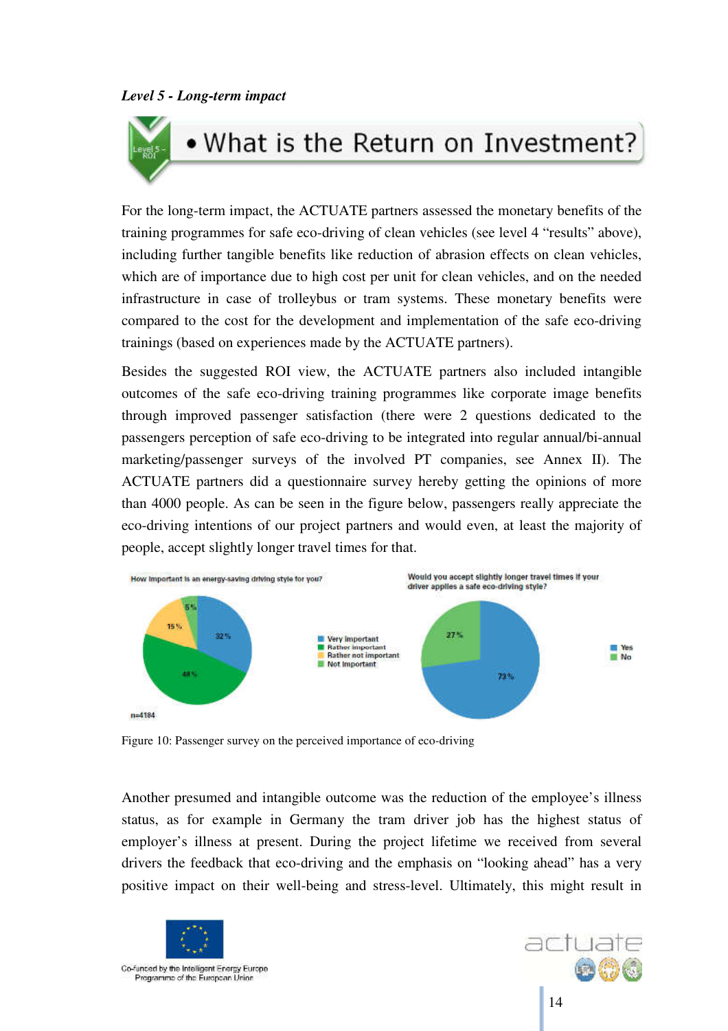*Level 5 - Long-term impact*

• What is the Return on Investment?

For the long-term impact, the ACTUATE partners assessed the monetary benefits of the training programmes for safe eco-driving of clean vehicles (see level 4 "results" above), including further tangible benefits like reduction of abrasion effects on clean vehicles, which are of importance due to high cost per unit for clean vehicles, and on the needed infrastructure in case of trolleybus or tram systems. These monetary benefits were compared to the cost for the development and implementation of the safe eco-driving trainings (based on experiences made by the ACTUATE partners).

Besides the suggested ROI view, the ACTUATE partners also included intangible outcomes of the safe eco-driving training programmes like corporate image benefits through improved passenger satisfaction (there were 2 questions dedicated to the passengers perception of safe eco-driving to be integrated into regular annual/bi-annual marketing/passenger surveys of the involved PT companies, see Annex II). The ACTUATE partners did a questionnaire survey hereby getting the opinions of more than 4000 people. As can be seen in the figure below, passengers really appreciate the eco-driving intentions of our project partners and would even, at least the majority of people, accept slightly longer travel times for that.

Figure 10: Passenger survey on the perceived importance of eco-driving

Another presumed and intangible outcome was the reduction of the employee's illness status, as for example in Germany the tram driver job has the highest status of employer's illness at present. During the project lifetime we received from several drivers the feedback that eco-driving and the emphasis on "looking ahead" has a very positive impact on their well-being and stress-level. Ultimately, this might result in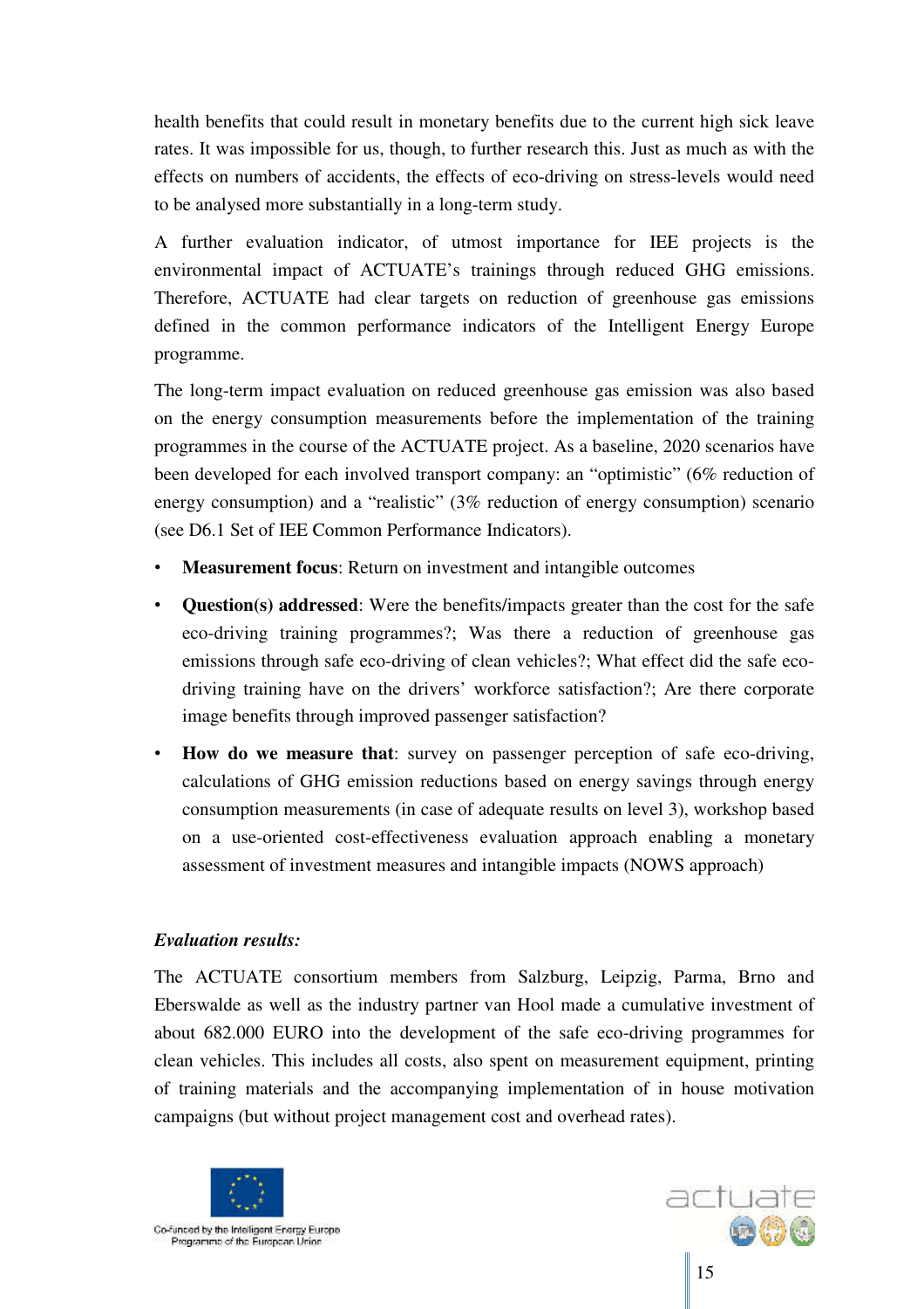health benefits that could result in monetary benefits due to the current high sick leave rates. It was impossible for us, though, to further research this. Just as much as with the effects on numbers of accidents, the effects of eco-driving on stress-levels would need to be analysed more substantially in a long-term study.

A further evaluation indicator, of utmost importance for IEE projects is the environmental impact of ACTUATE's trainings through reduced GHG emissions. Therefore, ACTUATE had clear targets on reduction of greenhouse gas emissions defined in the common performance indicators of the Intelligent Energy Europe programme.

The long-term impact evaluation on reduced greenhouse gas emission was also based on the energy consumption measurements before the implementation of the training programmes in the course of the ACTUATE project. As a baseline, 2020 scenarios have been developed for each involved transport company: an "optimistic" (6% reduction of energy consumption) and a "realistic" (3% reduction of energy consumption) scenario (see D6.1 Set of IEE Common Performance Indicators).

- **Measurement focus**: Return on investment and intangible outcomes
- **Question(s) addressed**: Were the benefits/impacts greater than the cost for the safe eco-driving training programmes?; Was there a reduction of greenhouse gas emissions through safe eco-driving of clean vehicles?; What effect did the safe eco-driving training have on the drivers' workforce satisfaction?; Are there corporate image benefits through improved passenger satisfaction?
- **How do we measure that**: survey on passenger perception of safe eco-driving, calculations of GHG emission reductions based on energy savings through energy consumption measurements (in case of adequate results on level 3), workshop based on a use-oriented cost-effectiveness evaluation approach enabling a monetary assessment of investment measures and intangible impacts (NOWS approach)

***Evaluation results:***

The ACTUATE consortium members from Salzburg, Leipzig, Parma, Brno and Eberswalde as well as the industry partner van Hool made a cumulative investment of about 682.000 EURO into the development of the safe eco-driving programmes for clean vehicles. This includes all costs, also spent on measurement equipment, printing of training materials and the accompanying implementation of in house motivation campaigns (but without project management cost and overhead rates).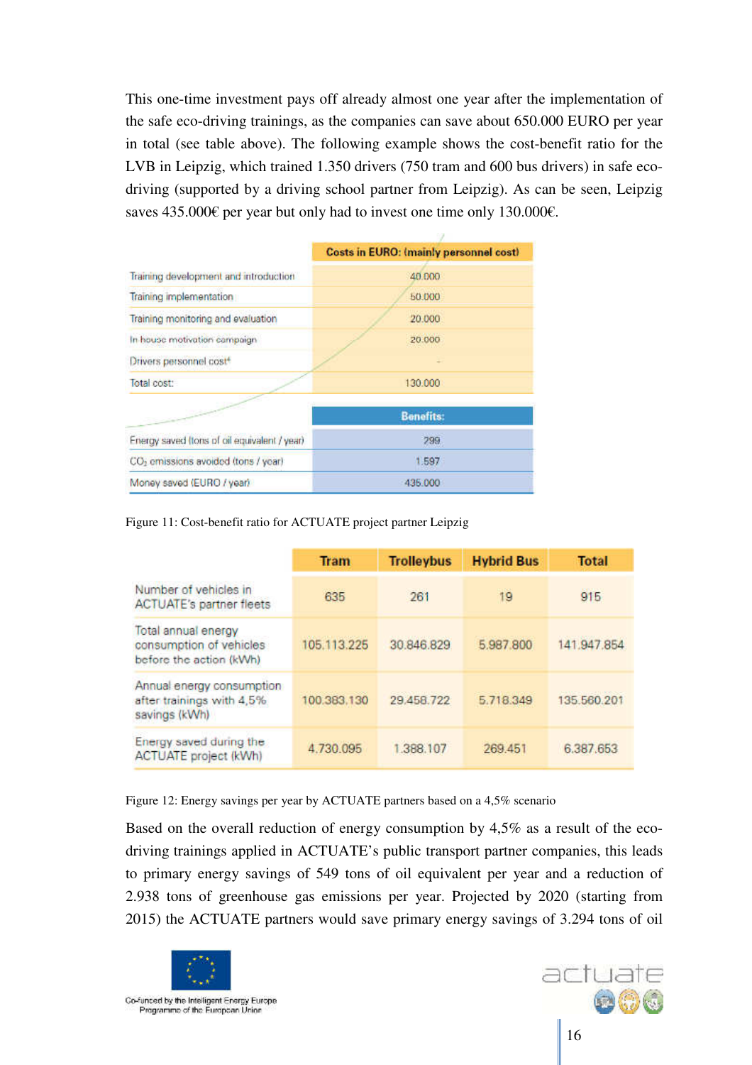This one-time investment pays off already almost one year after the implementation of the safe eco-driving trainings, as the companies can save about 650.000 EURO per year in total (see table above). The following example shows the cost-benefit ratio for the LVB in Leipzig, which trained 1.350 drivers (750 tram and 600 bus drivers) in safe eco-driving (supported by a driving school partner from Leipzig). As can be seen, Leipzig saves 435.000€ per year but only had to invest one time only 130.000€.

| | Costs in EURO: (mainly personnel cost) |
|---|---|
| Training development and introduction | 40.000 |
| Training implementation | 50.000 |
| Training monitoring and evaluation | 20.000 |
| In house motivation campaign | 20.000 |
| Drivers personnel cost[4] | - |
| Total cost: | 130.000 |
| | **Benefits:** |
| Energy saved (tons of oil equivalent / year) | 299 |
| $CO_2$ emissions avoided (tons / year) | 1.597 |
| Money saved (EURO / year) | 435.000 |

Figure 11: Cost-benefit ratio for ACTUATE project partner Leipzig

| | Tram | Trolleybus | Hybrid Bus | Total |
|---|---|---|---|---|
| Number of vehicles in ACTUATE's partner fleets | 635 | 261 | 19 | 915 |
| Total annual energy consumption of vehicles before the action (kWh) | 105.113.225 | 30.846.829 | 5.987.800 | 141.947.854 |
| Annual energy consumption after trainings with 4,5% savings (kWh) | 100.383.130 | 29.458.722 | 5.718.349 | 135.560.201 |
| Energy saved during the ACTUATE project (kWh) | 4.730.095 | 1.388.107 | 269.451 | 6.387.653 |

Figure 12: Energy savings per year by ACTUATE partners based on a 4,5% scenario

Based on the overall reduction of energy consumption by 4,5% as a result of the eco-driving trainings applied in ACTUATE's public transport partner companies, this leads to primary energy savings of 549 tons of oil equivalent per year and a reduction of 2.938 tons of greenhouse gas emissions per year. Projected by 2020 (starting from 2015) the ACTUATE partners would save primary energy savings of 3.294 tons of oil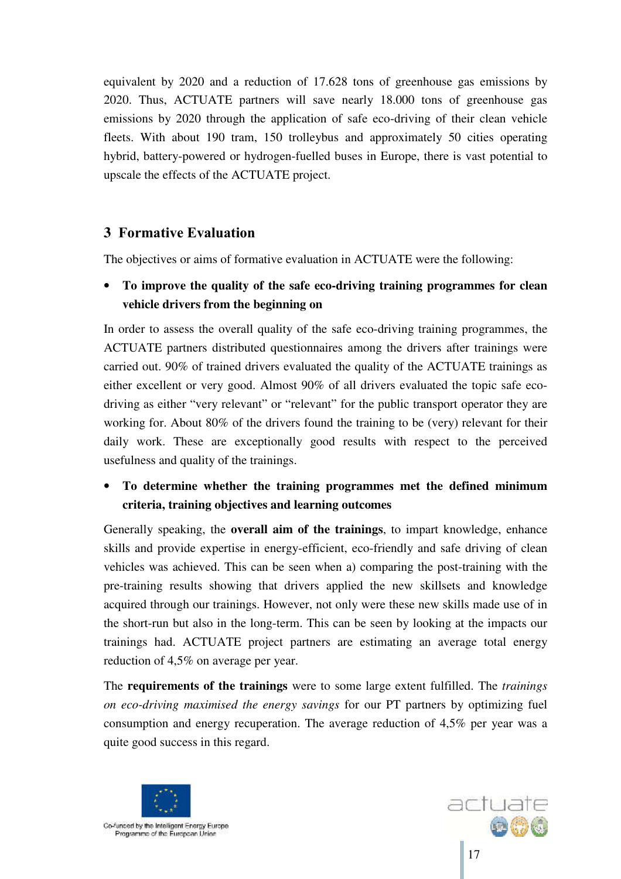equivalent by 2020 and a reduction of 17.628 tons of greenhouse gas emissions by 2020. Thus, ACTUATE partners will save nearly 18.000 tons of greenhouse gas emissions by 2020 through the application of safe eco-driving of their clean vehicle fleets. With about 190 tram, 150 trolleybus and approximately 50 cities operating hybrid, battery-powered or hydrogen-fuelled buses in Europe, there is vast potential to upscale the effects of the ACTUATE project.

## 3 Formative Evaluation

The objectives or aims of formative evaluation in ACTUATE were the following:

- **To improve the quality of the safe eco-driving training programmes for clean vehicle drivers from the beginning on**

In order to assess the overall quality of the safe eco-driving training programmes, the ACTUATE partners distributed questionnaires among the drivers after trainings were carried out. 90% of trained drivers evaluated the quality of the ACTUATE trainings as either excellent or very good. Almost 90% of all drivers evaluated the topic safe eco-driving as either "very relevant" or "relevant" for the public transport operator they are working for. About 80% of the drivers found the training to be (very) relevant for their daily work. These are exceptionally good results with respect to the perceived usefulness and quality of the trainings.

- **To determine whether the training programmes met the defined minimum criteria, training objectives and learning outcomes**

Generally speaking, the **overall aim of the trainings**, to impart knowledge, enhance skills and provide expertise in energy-efficient, eco-friendly and safe driving of clean vehicles was achieved. This can be seen when a) comparing the post-training with the pre-training results showing that drivers applied the new skillsets and knowledge acquired through our trainings. However, not only were these new skills made use of in the short-run but also in the long-term. This can be seen by looking at the impacts our trainings had. ACTUATE project partners are estimating an average total energy reduction of 4,5% on average per year.

The **requirements of the trainings** were to some large extent fulfilled. The *trainings on eco-driving maximised the energy savings* for our PT partners by optimizing fuel consumption and energy recuperation. The average reduction of 4,5% per year was a quite good success in this regard.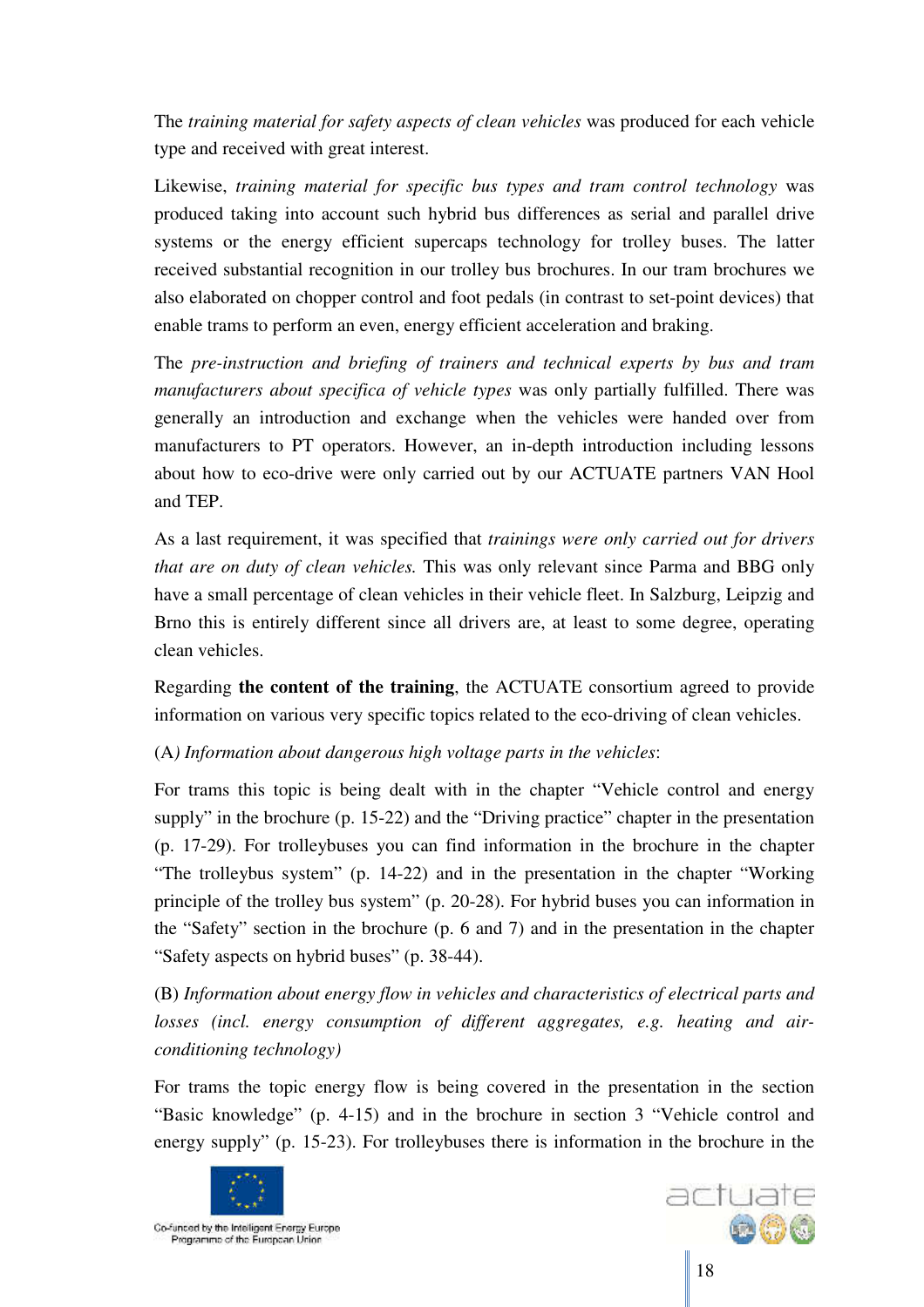The *training material for safety aspects of clean vehicles* was produced for each vehicle type and received with great interest.

Likewise, *training material for specific bus types and tram control technology* was produced taking into account such hybrid bus differences as serial and parallel drive systems or the energy efficient supercaps technology for trolley buses. The latter received substantial recognition in our trolley bus brochures. In our tram brochures we also elaborated on chopper control and foot pedals (in contrast to set-point devices) that enable trams to perform an even, energy efficient acceleration and braking.

The *pre-instruction and briefing of trainers and technical experts by bus and tram manufacturers about specifica of vehicle types* was only partially fulfilled. There was generally an introduction and exchange when the vehicles were handed over from manufacturers to PT operators. However, an in-depth introduction including lessons about how to eco-drive were only carried out by our ACTUATE partners VAN Hool and TEP.

As a last requirement, it was specified that *trainings were only carried out for drivers that are on duty of clean vehicles.* This was only relevant since Parma and BBG only have a small percentage of clean vehicles in their vehicle fleet. In Salzburg, Leipzig and Brno this is entirely different since all drivers are, at least to some degree, operating clean vehicles.

Regarding **the content of the training**, the ACTUATE consortium agreed to provide information on various very specific topics related to the eco-driving of clean vehicles.

(A*) Information about dangerous high voltage parts in the vehicles*:

For trams this topic is being dealt with in the chapter "Vehicle control and energy supply" in the brochure (p. 15-22) and the "Driving practice" chapter in the presentation (p. 17-29). For trolleybuses you can find information in the brochure in the chapter "The trolleybus system" (p. 14-22) and in the presentation in the chapter "Working principle of the trolley bus system" (p. 20-28). For hybrid buses you can information in the "Safety" section in the brochure (p. 6 and 7) and in the presentation in the chapter "Safety aspects on hybrid buses" (p. 38-44).

(B) *Information about energy flow in vehicles and characteristics of electrical parts and losses (incl. energy consumption of different aggregates, e.g. heating and air-conditioning technology)*

For trams the topic energy flow is being covered in the presentation in the section "Basic knowledge" (p. 4-15) and in the brochure in section 3 "Vehicle control and energy supply" (p. 15-23). For trolleybuses there is information in the brochure in the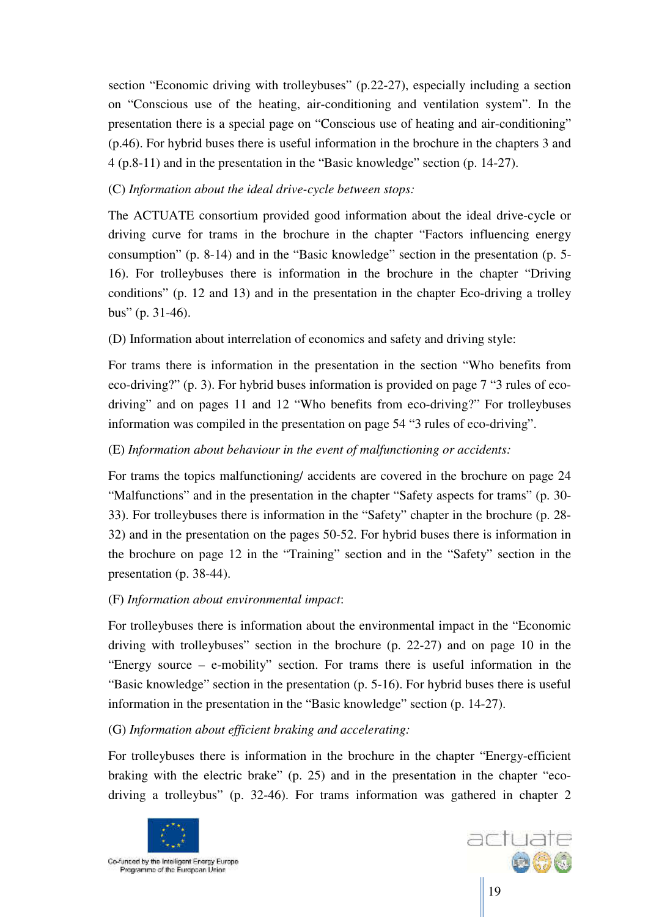section “Economic driving with trolleybuses” (p.22-27), especially including a section on “Conscious use of the heating, air-conditioning and ventilation system”. In the presentation there is a special page on “Conscious use of heating and air-conditioning” (p.46). For hybrid buses there is useful information in the brochure in the chapters 3 and 4 (p.8-11) and in the presentation in the “Basic knowledge” section (p. 14-27).

(C) *Information about the ideal drive-cycle between stops:*

The ACTUATE consortium provided good information about the ideal drive-cycle or driving curve for trams in the brochure in the chapter “Factors influencing energy consumption” (p. 8-14) and in the “Basic knowledge” section in the presentation (p. 5-16). For trolleybuses there is information in the brochure in the chapter “Driving conditions” (p. 12 and 13) and in the presentation in the chapter Eco-driving a trolley bus” (p. 31-46).

(D) Information about interrelation of economics and safety and driving style:

For trams there is information in the presentation in the section “Who benefits from eco-driving?” (p. 3). For hybrid buses information is provided on page 7 “3 rules of eco-driving” and on pages 11 and 12 “Who benefits from eco-driving?” For trolleybuses information was compiled in the presentation on page 54 “3 rules of eco-driving”.

(E) *Information about behaviour in the event of malfunctioning or accidents:*

For trams the topics malfunctioning/ accidents are covered in the brochure on page 24 “Malfunctions” and in the presentation in the chapter “Safety aspects for trams” (p. 30-33). For trolleybuses there is information in the “Safety” chapter in the brochure (p. 28-32) and in the presentation on the pages 50-52. For hybrid buses there is information in the brochure on page 12 in the “Training” section and in the “Safety” section in the presentation (p. 38-44).

(F) *Information about environmental impact*:

For trolleybuses there is information about the environmental impact in the “Economic driving with trolleybuses” section in the brochure (p. 22-27) and on page 10 in the “Energy source – e-mobility” section. For trams there is useful information in the “Basic knowledge” section in the presentation (p. 5-16). For hybrid buses there is useful information in the presentation in the “Basic knowledge” section (p. 14-27).

(G) *Information about efficient braking and accelerating:*

For trolleybuses there is information in the brochure in the chapter “Energy-efficient braking with the electric brake” (p. 25) and in the presentation in the chapter “eco-driving a trolleybus” (p. 32-46). For trams information was gathered in chapter 2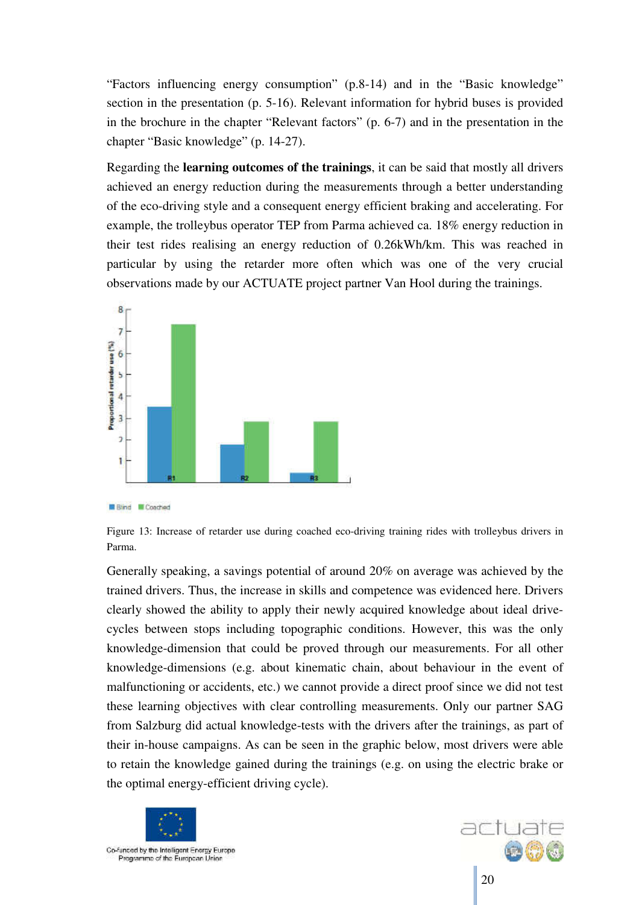"Factors influencing energy consumption" (p.8-14) and in the "Basic knowledge" section in the presentation (p. 5-16). Relevant information for hybrid buses is provided in the brochure in the chapter "Relevant factors" (p. 6-7) and in the presentation in the chapter "Basic knowledge" (p. 14-27).

Regarding the **learning outcomes of the trainings**, it can be said that mostly all drivers achieved an energy reduction during the measurements through a better understanding of the eco-driving style and a consequent energy efficient braking and accelerating. For example, the trolleybus operator TEP from Parma achieved ca. 18% energy reduction in their test rides realising an energy reduction of 0.26kWh/km. This was reached in particular by using the retarder more often which was one of the very crucial observations made by our ACTUATE project partner Van Hool during the trainings.

Figure 13: Increase of retarder use during coached eco-driving training rides with trolleybus drivers in Parma.

Generally speaking, a savings potential of around 20% on average was achieved by the trained drivers. Thus, the increase in skills and competence was evidenced here. Drivers clearly showed the ability to apply their newly acquired knowledge about ideal drive-cycles between stops including topographic conditions. However, this was the only knowledge-dimension that could be proved through our measurements. For all other knowledge-dimensions (e.g. about kinematic chain, about behaviour in the event of malfunctioning or accidents, etc.) we cannot provide a direct proof since we did not test these learning objectives with clear controlling measurements. Only our partner SAG from Salzburg did actual knowledge-tests with the drivers after the trainings, as part of their in-house campaigns. As can be seen in the graphic below, most drivers were able to retain the knowledge gained during the trainings (e.g. on using the electric brake or the optimal energy-efficient driving cycle).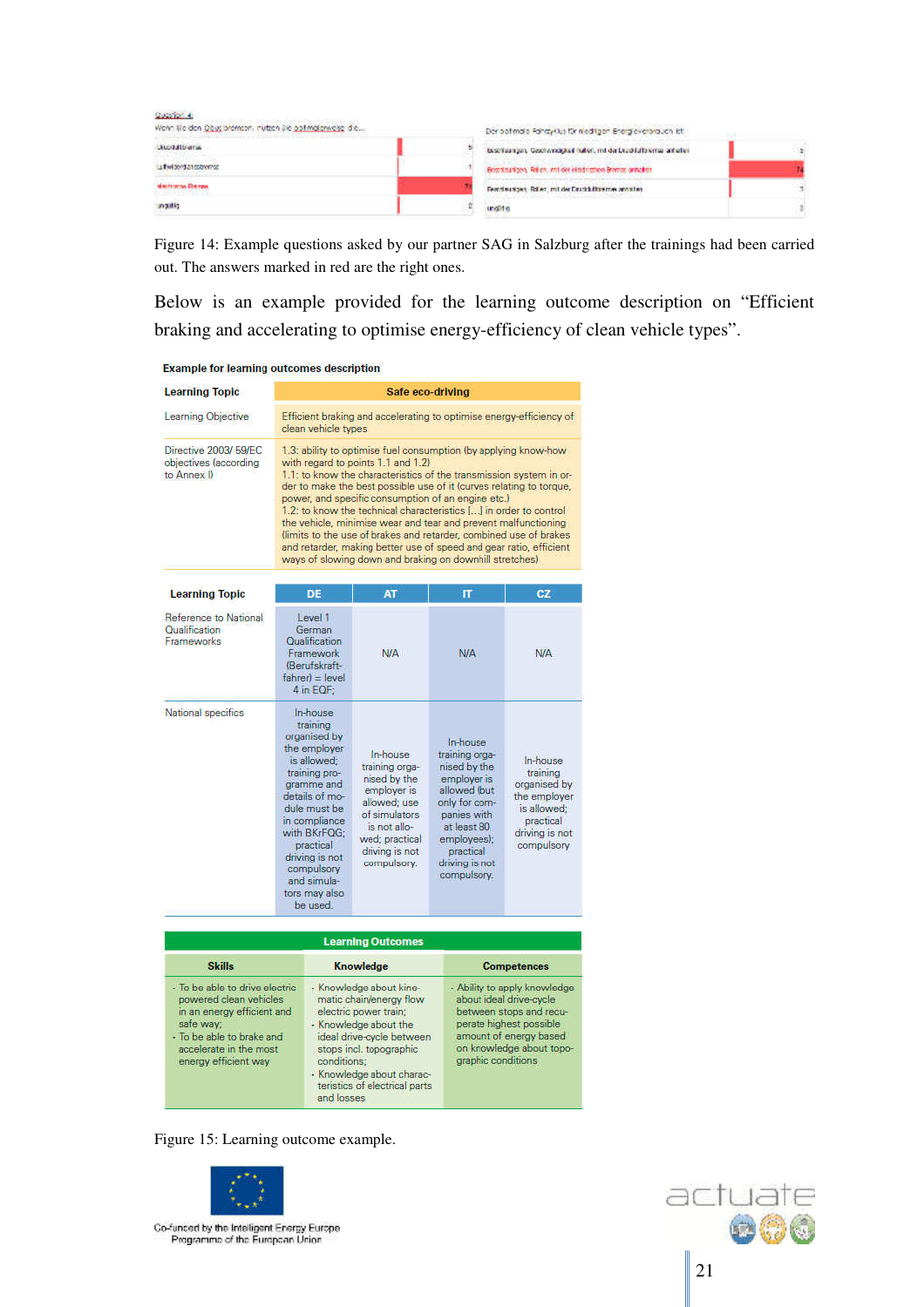Figure 14: Example questions asked by our partner SAG in Salzburg after the trainings had been carried out. The answers marked in red are the right ones.

Below is an example provided for the learning outcome description on "Efficient braking and accelerating to optimise energy-efficiency of clean vehicle types".

**Example for learning outcomes description**

| Learning Topic | Safe eco-driving |
|---|---|
| Learning Objective | Efficient braking and accelerating to optimise energy-efficiency of clean vehicle types |
| Directive 2003/ 59/EC objectives (according to Annex I) | 1.3: ability to optimise fuel consumption (by applying know-how with regard to points 1.1 and 1.2)<br>1.1: to know the characteristics of the transmission system in order to make the best possible use of it (curves relating to torque, power, and specific consumption of an engine etc.)<br>1.2: to know the technical characteristics [...] in order to control the vehicle, minimise wear and tear and prevent malfunctioning (limits to the use of brakes and retarder, combined use of brakes and retarder, making better use of speed and gear ratio, efficient ways of slowing down and braking on downhill stretches) |

| Learning Topic | DE | AT | IT | CZ |
|---|---|---|---|---|
| Reference to National Qualification Frameworks | Level 1 German Qualification Framework (Berufskraftfahrer) = level 4 in EQF; | N/A | N/A | N/A |
| National specifics | In-house training organised by the employer is allowed; training programme and details of module must be in compliance with BKrFQG; practical driving is not compulsory and simulators may also be used. | In-house training organised by the employer is allowed; use of simulators is not allowed; practical driving is not compulsory. | In-house training organised by the employer is allowed (but only for companies with at least 80 employees); practical driving is not compulsory. | In-house training organised by the employer is allowed; practical driving is not compulsory |

| Learning Outcomes | | |
|---|---|---|
| **Skills** | **Knowledge** | **Competences** |
| - To be able to drive electric powered clean vehicles in an energy efficient and safe way;<br>- To be able to brake and accelerate in the most energy efficient way | - Knowledge about kinematic chain/energy flow electric power train;<br>- Knowledge about the ideal drive-cycle between stops incl. topographic conditions;<br>- Knowledge about characteristics of electrical parts and losses | - Ability to apply knowledge about ideal drive-cycle between stops and recuperate highest possible amount of energy based on knowledge about topographic conditions |

Figure 15: Learning outcome example.

Co-funded by the Intelligent Energy Europe Programme of the European Union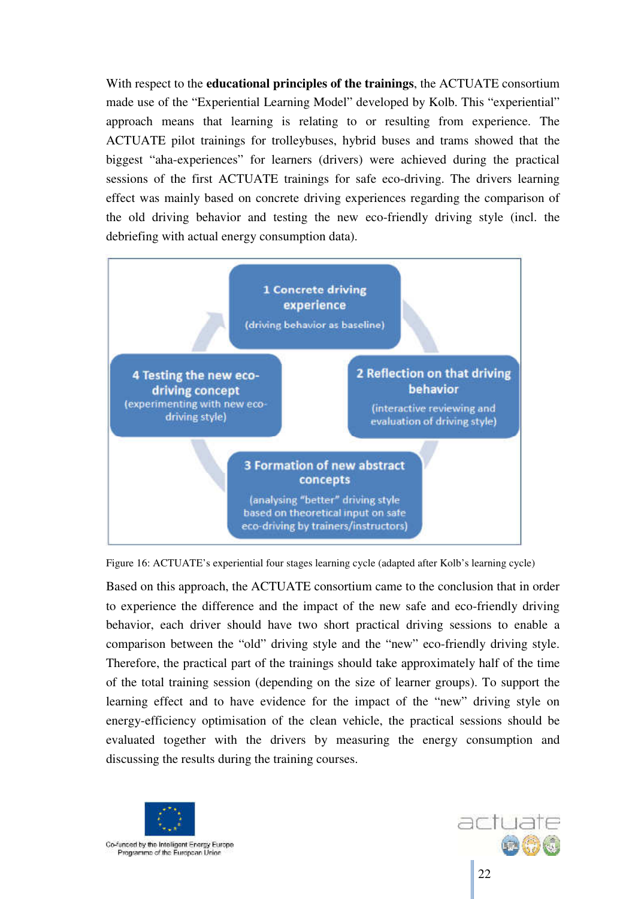With respect to the **educational principles of the trainings**, the ACTUATE consortium made use of the "Experiential Learning Model" developed by Kolb. This "experiential" approach means that learning is relating to or resulting from experience. The ACTUATE pilot trainings for trolleybuses, hybrid buses and trams showed that the biggest "aha-experiences" for learners (drivers) were achieved during the practical sessions of the first ACTUATE trainings for safe eco-driving. The drivers learning effect was mainly based on concrete driving experiences regarding the comparison of the old driving behavior and testing the new eco-friendly driving style (incl. the debriefing with actual energy consumption data).

**1 Concrete driving experience**
(driving behavior as baseline)

**2 Reflection on that driving behavior**
(interactive reviewing and evaluation of driving style)

**3 Formation of new abstract concepts**
(analysing "better" driving style based on theoretical input on safe eco-driving by trainers/instructors)

**4 Testing the new eco-driving concept**
(experimenting with new eco-driving style)

Figure 16: ACTUATE's experiential four stages learning cycle (adapted after Kolb's learning cycle)

Based on this approach, the ACTUATE consortium came to the conclusion that in order to experience the difference and the impact of the new safe and eco-friendly driving behavior, each driver should have two short practical driving sessions to enable a comparison between the "old" driving style and the "new" eco-friendly driving style. Therefore, the practical part of the trainings should take approximately half of the time of the total training session (depending on the size of learner groups). To support the learning effect and to have evidence for the impact of the "new" driving style on energy-efficiency optimisation of the clean vehicle, the practical sessions should be evaluated together with the drivers by measuring the energy consumption and discussing the results during the training courses.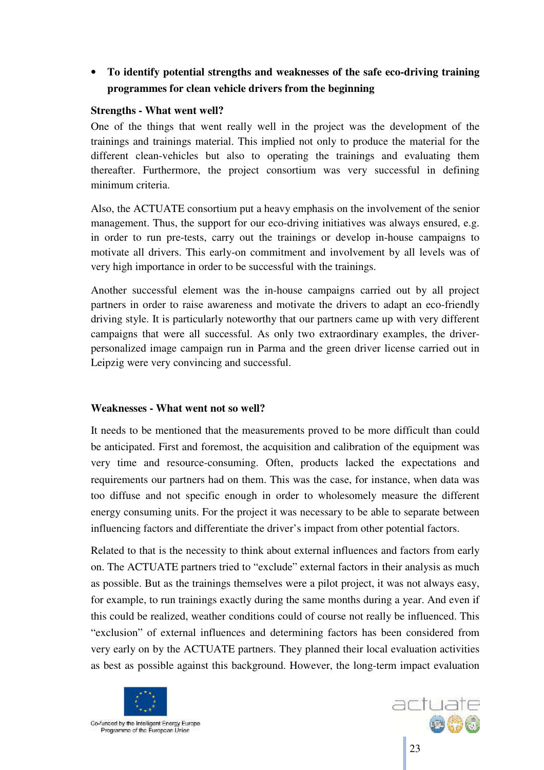- **To identify potential strengths and weaknesses of the safe eco-driving training programmes for clean vehicle drivers from the beginning**

**Strengths - What went well?**

One of the things that went really well in the project was the development of the trainings and trainings material. This implied not only to produce the material for the different clean-vehicles but also to operating the trainings and evaluating them thereafter. Furthermore, the project consortium was very successful in defining minimum criteria.

Also, the ACTUATE consortium put a heavy emphasis on the involvement of the senior management. Thus, the support for our eco-driving initiatives was always ensured, e.g. in order to run pre-tests, carry out the trainings or develop in-house campaigns to motivate all drivers. This early-on commitment and involvement by all levels was of very high importance in order to be successful with the trainings.

Another successful element was the in-house campaigns carried out by all project partners in order to raise awareness and motivate the drivers to adapt an eco-friendly driving style. It is particularly noteworthy that our partners came up with very different campaigns that were all successful. As only two extraordinary examples, the driver-personalized image campaign run in Parma and the green driver license carried out in Leipzig were very convincing and successful.

**Weaknesses - What went not so well?**

It needs to be mentioned that the measurements proved to be more difficult than could be anticipated. First and foremost, the acquisition and calibration of the equipment was very time and resource-consuming. Often, products lacked the expectations and requirements our partners had on them. This was the case, for instance, when data was too diffuse and not specific enough in order to wholesomely measure the different energy consuming units. For the project it was necessary to be able to separate between influencing factors and differentiate the driver's impact from other potential factors.

Related to that is the necessity to think about external influences and factors from early on. The ACTUATE partners tried to "exclude" external factors in their analysis as much as possible. But as the trainings themselves were a pilot project, it was not always easy, for example, to run trainings exactly during the same months during a year. And even if this could be realized, weather conditions could of course not really be influenced. This "exclusion" of external influences and determining factors has been considered from very early on by the ACTUATE partners. They planned their local evaluation activities as best as possible against this background. However, the long-term impact evaluation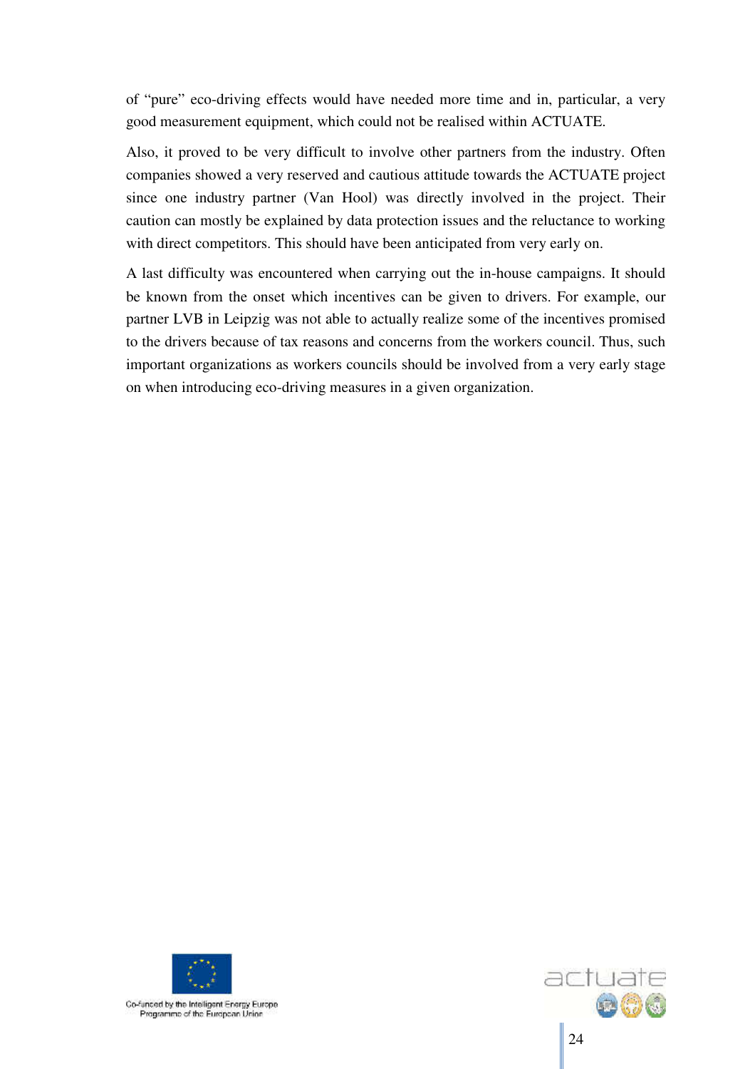of “pure” eco-driving effects would have needed more time and in, particular, a very good measurement equipment, which could not be realised within ACTUATE.

Also, it proved to be very difficult to involve other partners from the industry. Often companies showed a very reserved and cautious attitude towards the ACTUATE project since one industry partner (Van Hool) was directly involved in the project. Their caution can mostly be explained by data protection issues and the reluctance to working with direct competitors. This should have been anticipated from very early on.

A last difficulty was encountered when carrying out the in-house campaigns. It should be known from the onset which incentives can be given to drivers. For example, our partner LVB in Leipzig was not able to actually realize some of the incentives promised to the drivers because of tax reasons and concerns from the workers council. Thus, such important organizations as workers councils should be involved from a very early stage on when introducing eco-driving measures in a given organization.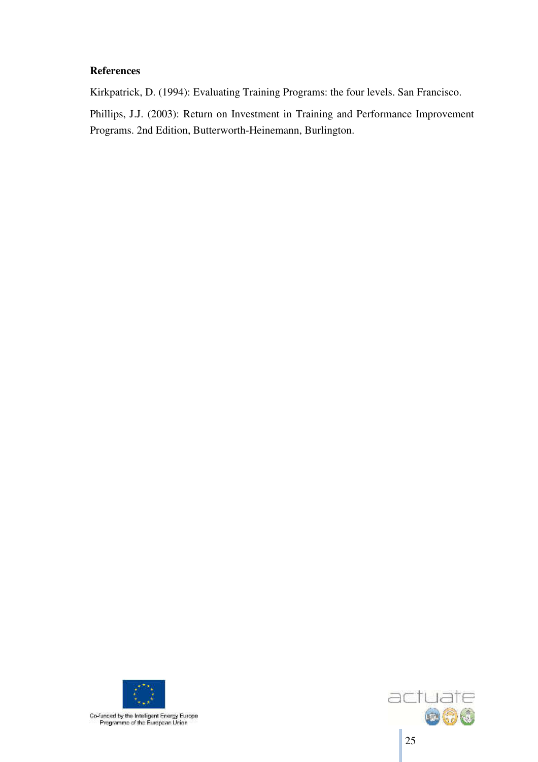**References**

Kirkpatrick, D. (1994): Evaluating Training Programs: the four levels. San Francisco.

Phillips, J.J. (2003): Return on Investment in Training and Performance Improvement Programs. 2nd Edition, Butterworth-Heinemann, Burlington.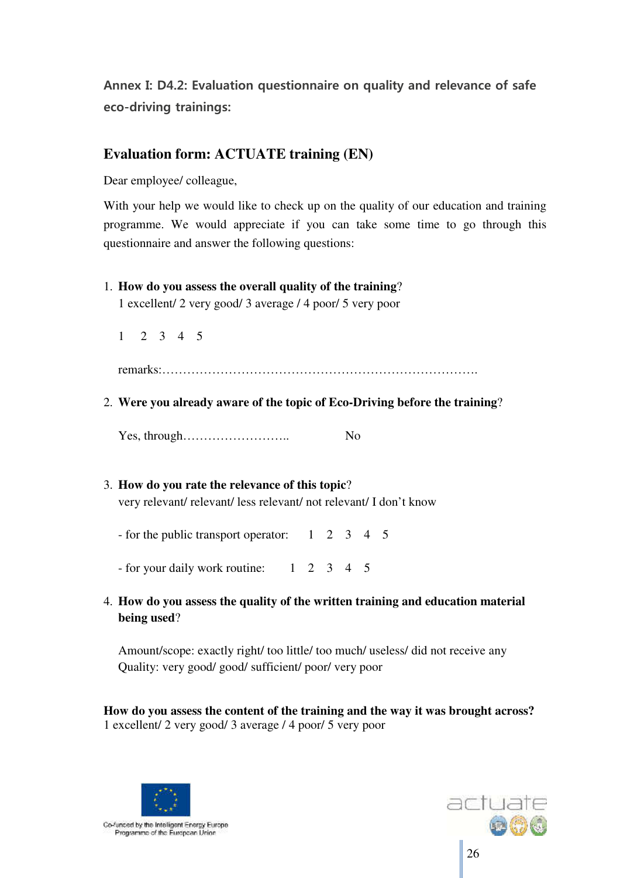## Annex I: D4.2: Evaluation questionnaire on quality and relevance of safe eco-driving trainings:

### Evaluation form: ACTUATE training (EN)

Dear employee/ colleague,

With your help we would like to check up on the quality of our education and training programme. We would appreciate if you can take some time to go through this questionnaire and answer the following questions:

1. **How do you assess the overall quality of the training**?
   1 excellent/ 2 very good/ 3 average / 4 poor/ 5 very poor

   1 2 3 4 5

   remarks:………………………………………………………………….

2. **Were you already aware of the topic of Eco-Driving before the training**?

   Yes, through…………………….. No

3. **How do you rate the relevance of this topic**?
   very relevant/ relevant/ less relevant/ not relevant/ I don't know

   - for the public transport operator: 1 2 3 4 5

   - for your daily work routine: 1 2 3 4 5

4. **How do you assess the quality of the written training and education material being used**?

   Amount/scope: exactly right/ too little/ too much/ useless/ did not receive any
   Quality: very good/ good/ sufficient/ poor/ very poor

**How do you assess the content of the training and the way it was brought across?**
1 excellent/ 2 very good/ 3 average / 4 poor/ 5 very poor

Co-funded by the Intelligent Energy Europe Programme of the European Union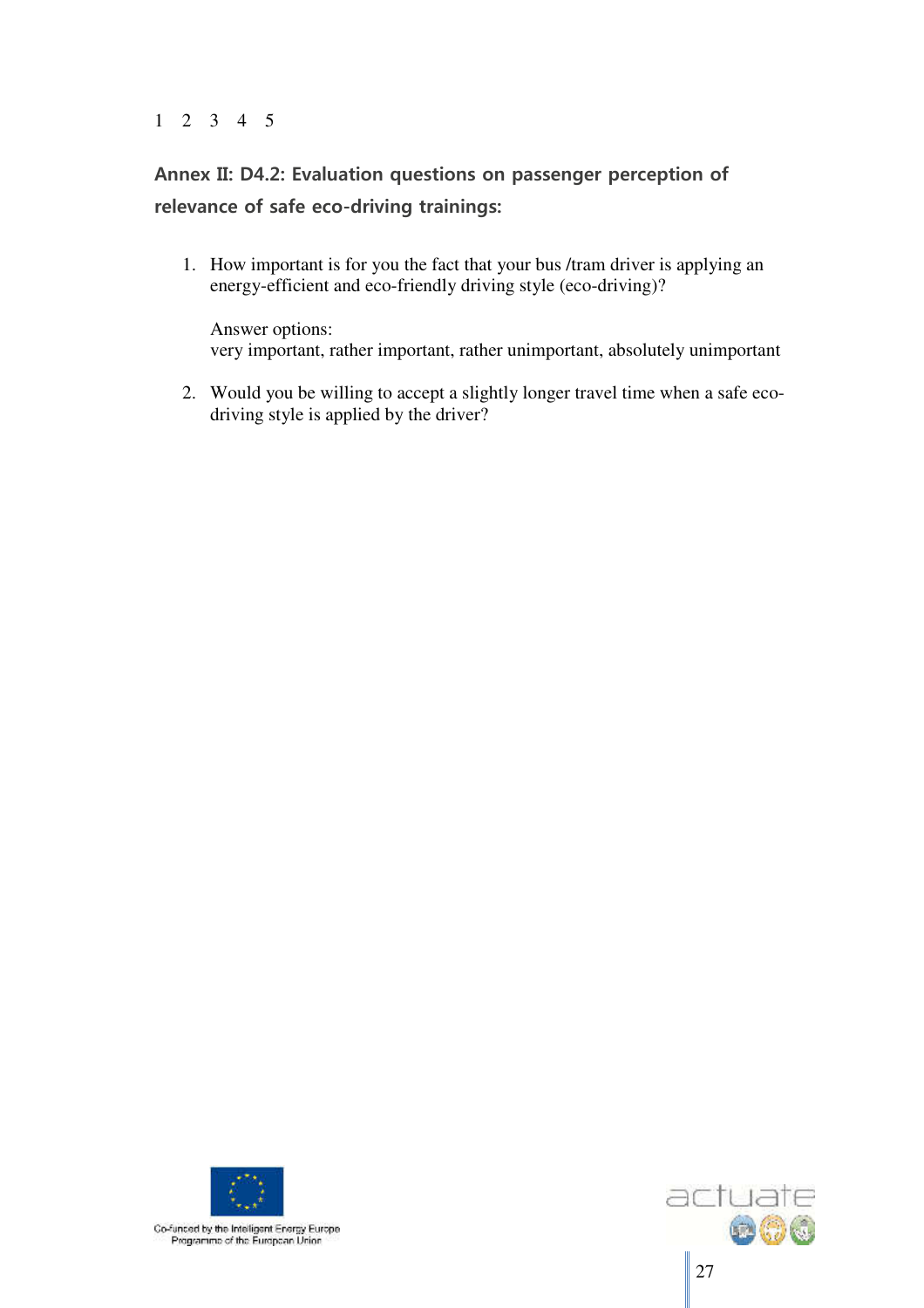1 2 3 4 5

## Annex II: D4.2: Evaluation questions on passenger perception of relevance of safe eco-driving trainings:

1. How important is for you the fact that your bus /tram driver is applying an energy-efficient and eco-friendly driving style (eco-driving)?

   Answer options:
   very important, rather important, rather unimportant, absolutely unimportant

2. Would you be willing to accept a slightly longer travel time when a safe eco-driving style is applied by the driver?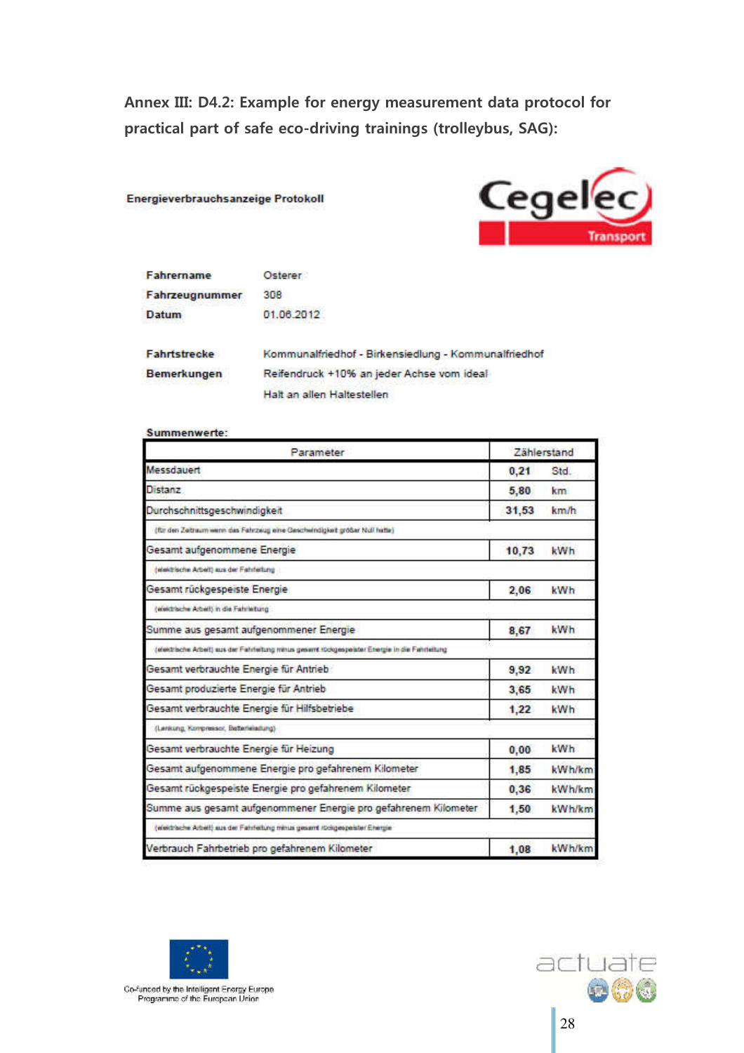**Annex III: D4.2: Example for energy measurement data protocol for practical part of safe eco-driving trainings (trolleybus, SAG):**

**Energieverbrauchsanzeige Protokoll**

Cegelec Transport

| | |
|---|---|
| **Fahrername** | Osterer |
| **Fahrzeugnummer** | 308 |
| **Datum** | 01.06.2012 |
| **Fahrtstrecke** | Kommunalfriedhof - Birkensiedlung - Kommunalfriedhof |
| **Bemerkungen** | Reifendruck +10% an jeder Achse vom ideal |
| | Halt an allen Haltestellen |

**Summenwerte:**

| Parameter | Zählerstand | |
|---|---|---|
| Messdauert | 0,21 | Std. |
| Distanz | 5,80 | km |
| Durchschnittsgeschwindigkeit | 31,53 | km/h |
| (für den Zeitraum wenn das Fahrzeug eine Geschwindigkeit größer Null hatte) | | |
| Gesamt aufgenommene Energie | 10,73 | kWh |
| (elektrische Arbeit) aus der Fahrleitung | | |
| Gesamt rückgespeiste Energie | 2,06 | kWh |
| (elektrische Arbeit) in die Fahrleitung | | |
| Summe aus gesamt aufgenommener Energie | 8,67 | kWh |
| (elektrische Arbeit) aus der Fahrleitung minus gesamt rückgespeister Energie in die Fahrleitung | | |
| Gesamt verbrauchte Energie für Antrieb | 9,92 | kWh |
| Gesamt produzierte Energie für Antrieb | 3,65 | kWh |
| Gesamt verbrauchte Energie für Hilfsbetriebe | 1,22 | kWh |
| (Lenkung, Kompressor, Batterieladung) | | |
| Gesamt verbrauchte Energie für Heizung | 0,00 | kWh |
| Gesamt aufgenommene Energie pro gefahrenem Kilometer | 1,85 | kWh/km |
| Gesamt rückgespeiste Energie pro gefahrenem Kilometer | 0,36 | kWh/km |
| Summe aus gesamt aufgenommener Energie pro gefahrenem Kilometer | 1,50 | kWh/km |
| (elektrische Arbeit) aus der Fahrleitung minus gesamt rückgespeister Energie | | |
| Verbrauch Fahrbetrieb pro gefahrenem Kilometer | 1,08 | kWh/km |

Co-funded by the Intelligent Energy Europe Programme of the European Union